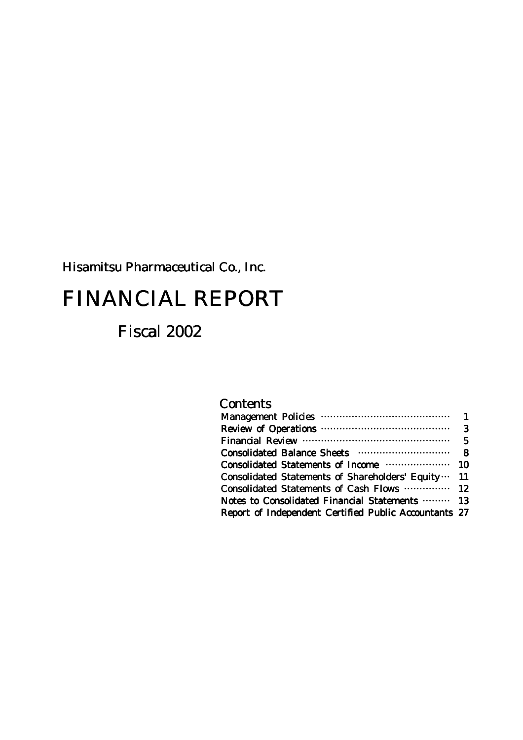Hisamitsu Pharmaceutical Co., Inc.

# FINANCIAL REPORT

## Fiscal 2002

### Contents

| | |
|---|---|
| Management Policies | 1 |
| Review of Operations | 3 |
| Financial Review | 5 |
| Consolidated Balance Sheets | 8 |
| Consolidated Statements of Income | 10 |
| Consolidated Statements of Shareholders' Equity | 11 |
| Consolidated Statements of Cash Flows | 12 |
| Notes to Consolidated Financial Statements | 13 |
| Report of Independent Certified Public Accountants | 27 |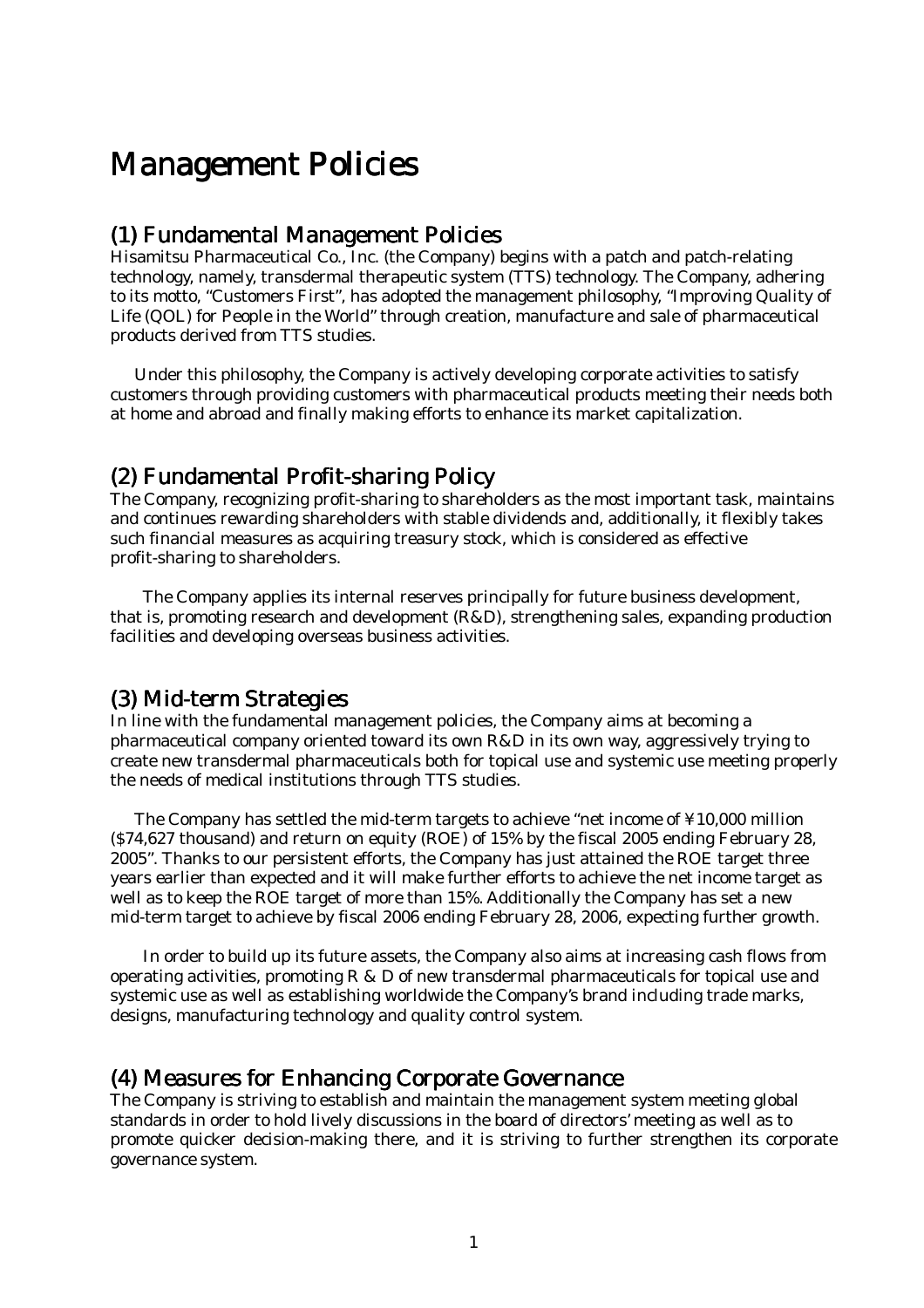# Management Policies

## (1) Fundamental Management Policies

Hisamitsu Pharmaceutical Co., Inc. (the Company) begins with a patch and patch-relating technology, namely, transdermal therapeutic system (TTS) technology. The Company, adhering to its motto, "Customers First", has adopted the management philosophy, "Improving Quality of Life (QOL) for People in the World" through creation, manufacture and sale of pharmaceutical products derived from TTS studies.

Under this philosophy, the Company is actively developing corporate activities to satisfy customers through providing customers with pharmaceutical products meeting their needs both at home and abroad and finally making efforts to enhance its market capitalization.

## (2) Fundamental Profit-sharing Policy

The Company, recognizing profit-sharing to shareholders as the most important task, maintains and continues rewarding shareholders with stable dividends and, additionally, it flexibly takes such financial measures as acquiring treasury stock, which is considered as effective profit-sharing to shareholders.

The Company applies its internal reserves principally for future business development, that is, promoting research and development (R&D), strengthening sales, expanding production facilities and developing overseas business activities.

## (3) Mid-term Strategies

In line with the fundamental management policies, the Company aims at becoming a pharmaceutical company oriented toward its own R&D in its own way, aggressively trying to create new transdermal pharmaceuticals both for topical use and systemic use meeting properly the needs of medical institutions through TTS studies.

The Company has settled the mid-term targets to achieve "net income of ¥10,000 million ($74,627 thousand) and return on equity (ROE) of 15% by the fiscal 2005 ending February 28, 2005". Thanks to our persistent efforts, the Company has just attained the ROE target three years earlier than expected and it will make further efforts to achieve the net income target as well as to keep the ROE target of more than 15%. Additionally the Company has set a new mid-term target to achieve by fiscal 2006 ending February 28, 2006, expecting further growth.

In order to build up its future assets, the Company also aims at increasing cash flows from operating activities, promoting R & D of new transdermal pharmaceuticals for topical use and systemic use as well as establishing worldwide the Company's brand including trade marks, designs, manufacturing technology and quality control system.

## (4) Measures for Enhancing Corporate Governance

The Company is striving to establish and maintain the management system meeting global standards in order to hold lively discussions in the board of directors' meeting as well as to promote quicker decision-making there, and it is striving to further strengthen its corporate governance system.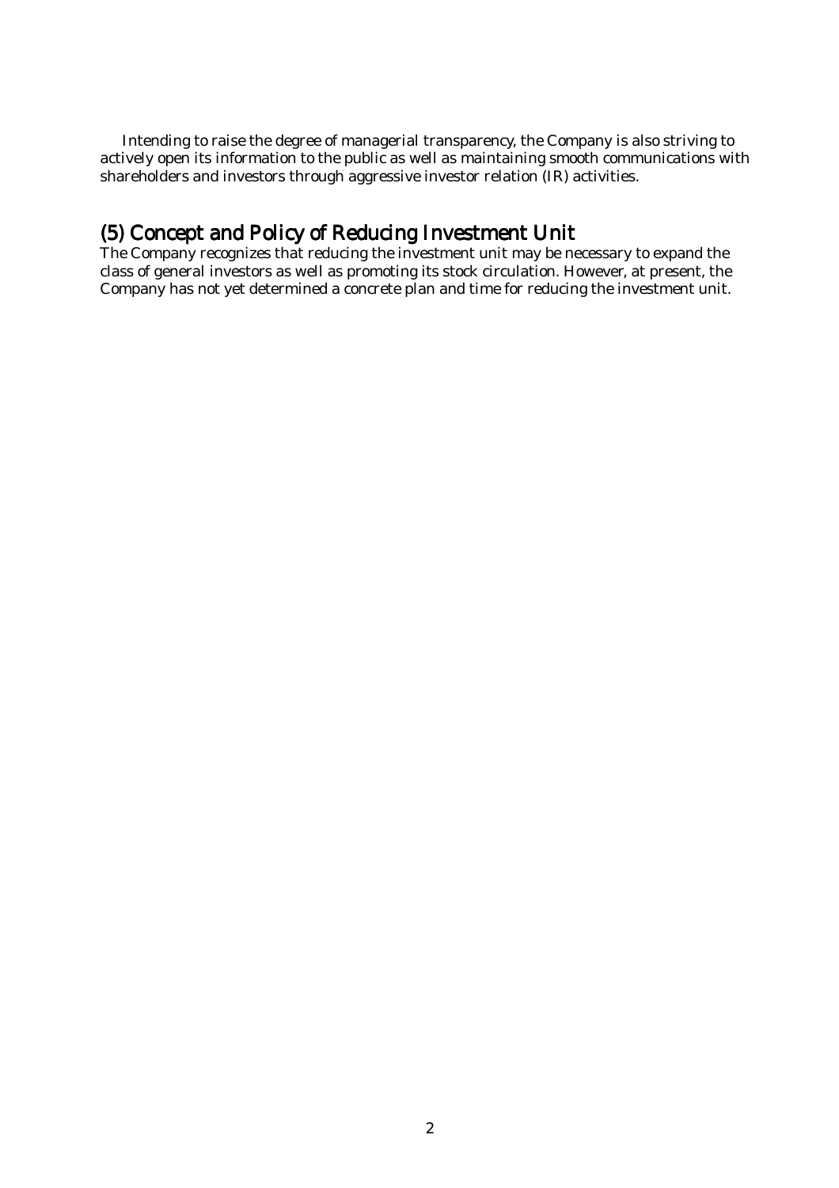Intending to raise the degree of managerial transparency, the Company is also striving to actively open its information to the public as well as maintaining smooth communications with shareholders and investors through aggressive investor relation (IR) activities.

## (5) Concept and Policy of Reducing Investment Unit

The Company recognizes that reducing the investment unit may be necessary to expand the class of general investors as well as promoting its stock circulation. However, at present, the Company has not yet determined a concrete plan and time for reducing the investment unit.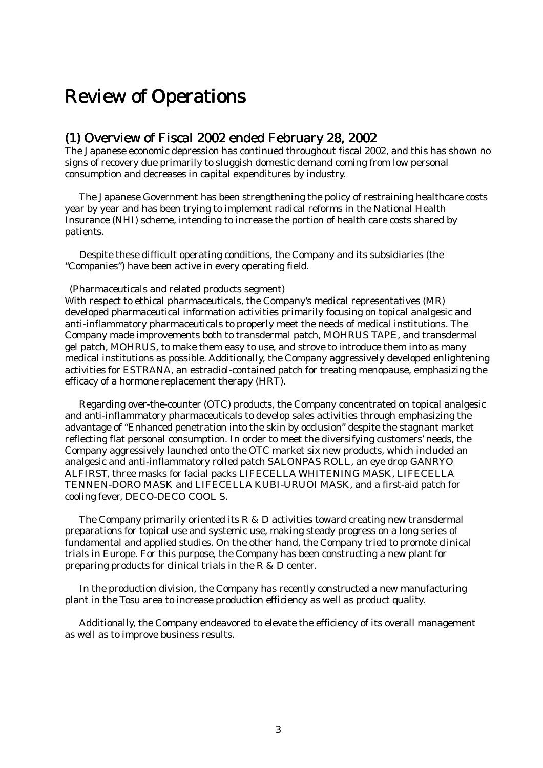# Review of Operations

## (1) Overview of Fiscal 2002 ended February 28, 2002

The Japanese economic depression has continued throughout fiscal 2002, and this has shown no signs of recovery due primarily to sluggish domestic demand coming from low personal consumption and decreases in capital expenditures by industry.

The Japanese Government has been strengthening the policy of restraining healthcare costs year by year and has been trying to implement radical reforms in the National Health Insurance (NHI) scheme, intending to increase the portion of health care costs shared by patients.

Despite these difficult operating conditions, the Company and its subsidiaries (the "Companies") have been active in every operating field.

(Pharmaceuticals and related products segment)

With respect to ethical pharmaceuticals, the Company's medical representatives (MR) developed pharmaceutical information activities primarily focusing on topical analgesic and anti-inflammatory pharmaceuticals to properly meet the needs of medical institutions. The Company made improvements both to transdermal patch, MOHRUS TAPE, and transdermal gel patch, MOHRUS, to make them easy to use, and strove to introduce them into as many medical institutions as possible. Additionally, the Company aggressively developed enlightening activities for ESTRANA, an estradiol-contained patch for treating menopause, emphasizing the efficacy of a hormone replacement therapy (HRT).

Regarding over-the-counter (OTC) products, the Company concentrated on topical analgesic and anti-inflammatory pharmaceuticals to develop sales activities through emphasizing the advantage of "Enhanced penetration into the skin by occlusion" despite the stagnant market reflecting flat personal consumption. In order to meet the diversifying customers' needs, the Company aggressively launched onto the OTC market six new products, which included an analgesic and anti-inflammatory rolled patch SALONPAS ROLL, an eye drop GANRYO ALFIRST, three masks for facial packs LIFECELLA WHITENING MASK, LIFECELLA TENNEN-DORO MASK and LIFECELLA KUBI-URUOI MASK, and a first-aid patch for cooling fever, DECO-DECO COOL S.

The Company primarily oriented its R & D activities toward creating new transdermal preparations for topical use and systemic use, making steady progress on a long series of fundamental and applied studies. On the other hand, the Company tried to promote clinical trials in Europe. For this purpose, the Company has been constructing a new plant for preparing products for clinical trials in the R & D center.

In the production division, the Company has recently constructed a new manufacturing plant in the Tosu area to increase production efficiency as well as product quality.

Additionally, the Company endeavored to elevate the efficiency of its overall management as well as to improve business results.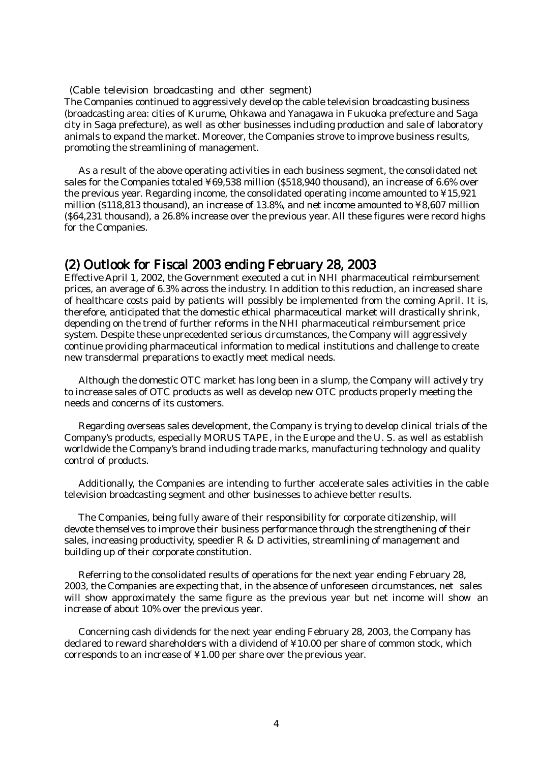(Cable television broadcasting and other segment)

The Companies continued to aggressively develop the cable television broadcasting business (broadcasting area: cities of Kurume, Ohkawa and Yanagawa in Fukuoka prefecture and Saga city in Saga prefecture), as well as other businesses including production and sale of laboratory animals to expand the market. Moreover, the Companies strove to improve business results, promoting the streamlining of management.

As a result of the above operating activities in each business segment, the consolidated net sales for the Companies totaled ¥69,538 million ($518,940 thousand), an increase of 6.6% over the previous year. Regarding income, the consolidated operating income amounted to ¥15,921 million ($118,813 thousand), an increase of 13.8%, and net income amounted to ¥8,607 million ($64,231 thousand), a 26.8% increase over the previous year. All these figures were record highs for the Companies.

## (2) Outlook for Fiscal 2003 ending February 28, 2003

Effective April 1, 2002, the Government executed a cut in NHI pharmaceutical reimbursement prices, an average of 6.3% across the industry. In addition to this reduction, an increased share of healthcare costs paid by patients will possibly be implemented from the coming April. It is, therefore, anticipated that the domestic ethical pharmaceutical market will drastically shrink, depending on the trend of further reforms in the NHI pharmaceutical reimbursement price system. Despite these unprecedented serious circumstances, the Company will aggressively continue providing pharmaceutical information to medical institutions and challenge to create new transdermal preparations to exactly meet medical needs.

Although the domestic OTC market has long been in a slump, the Company will actively try to increase sales of OTC products as well as develop new OTC products properly meeting the needs and concerns of its customers.

Regarding overseas sales development, the Company is trying to develop clinical trials of the Company's products, especially MORUS TAPE, in the Europe and the U. S. as well as establish worldwide the Company's brand including trade marks, manufacturing technology and quality control of products.

Additionally, the Companies are intending to further accelerate sales activities in the cable television broadcasting segment and other businesses to achieve better results.

The Companies, being fully aware of their responsibility for corporate citizenship, will devote themselves to improve their business performance through the strengthening of their sales, increasing productivity, speedier R & D activities, streamlining of management and building up of their corporate constitution.

Referring to the consolidated results of operations for the next year ending February 28, 2003, the Companies are expecting that, in the absence of unforeseen circumstances, net sales will show approximately the same figure as the previous year but net income will show an increase of about 10% over the previous year.

Concerning cash dividends for the next year ending February 28, 2003, the Company has declared to reward shareholders with a dividend of ¥10.00 per share of common stock, which corresponds to an increase of ¥1.00 per share over the previous year.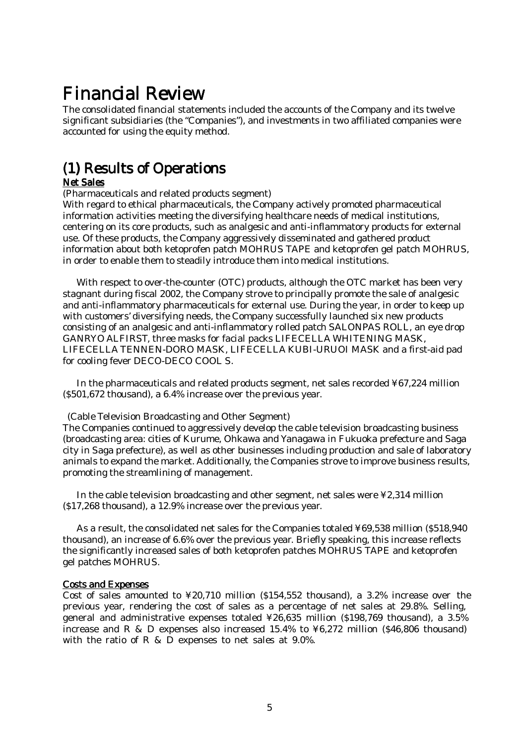# Financial Review

The consolidated financial statements included the accounts of the Company and its twelve significant subsidiaries (the "Companies"), and investments in two affiliated companies were accounted for using the equity method.

## (1) Results of Operations

### Net Sales

(Pharmaceuticals and related products segment)

With regard to ethical pharmaceuticals, the Company actively promoted pharmaceutical information activities meeting the diversifying healthcare needs of medical institutions, centering on its core products, such as analgesic and anti-inflammatory products for external use. Of these products, the Company aggressively disseminated and gathered product information about both ketoprofen patch MOHRUS TAPE and ketoprofen gel patch MOHRUS, in order to enable them to steadily introduce them into medical institutions.

With respect to over-the-counter (OTC) products, although the OTC market has been very stagnant during fiscal 2002, the Company strove to principally promote the sale of analgesic and anti-inflammatory pharmaceuticals for external use. During the year, in order to keep up with customers' diversifying needs, the Company successfully launched six new products consisting of an analgesic and anti-inflammatory rolled patch SALONPAS ROLL, an eye drop GANRYO ALFIRST, three masks for facial packs LIFECELLA WHITENING MASK, LIFECELLA TENNEN-DORO MASK, LIFECELLA KUBI-URUOI MASK and a first-aid pad for cooling fever DECO-DECO COOL S.

In the pharmaceuticals and related products segment, net sales recorded ¥67,224 million ($501,672 thousand), a 6.4% increase over the previous year.

(Cable Television Broadcasting and Other Segment)

The Companies continued to aggressively develop the cable television broadcasting business (broadcasting area: cities of Kurume, Ohkawa and Yanagawa in Fukuoka prefecture and Saga city in Saga prefecture), as well as other businesses including production and sale of laboratory animals to expand the market. Additionally, the Companies strove to improve business results, promoting the streamlining of management.

In the cable television broadcasting and other segment, net sales were ¥2,314 million ($17,268 thousand), a 12.9% increase over the previous year.

As a result, the consolidated net sales for the Companies totaled ¥69,538 million ($518,940 thousand), an increase of 6.6% over the previous year. Briefly speaking, this increase reflects the significantly increased sales of both ketoprofen patches MOHRUS TAPE and ketoprofen gel patches MOHRUS.

### Costs and Expenses

Cost of sales amounted to ¥20,710 million ($154,552 thousand), a 3.2% increase over the previous year, rendering the cost of sales as a percentage of net sales at 29.8%. Selling, general and administrative expenses totaled ¥26,635 million ($198,769 thousand), a 3.5% increase and R & D expenses also increased 15.4% to ¥6,272 million ($46,806 thousand) with the ratio of R & D expenses to net sales at 9.0%.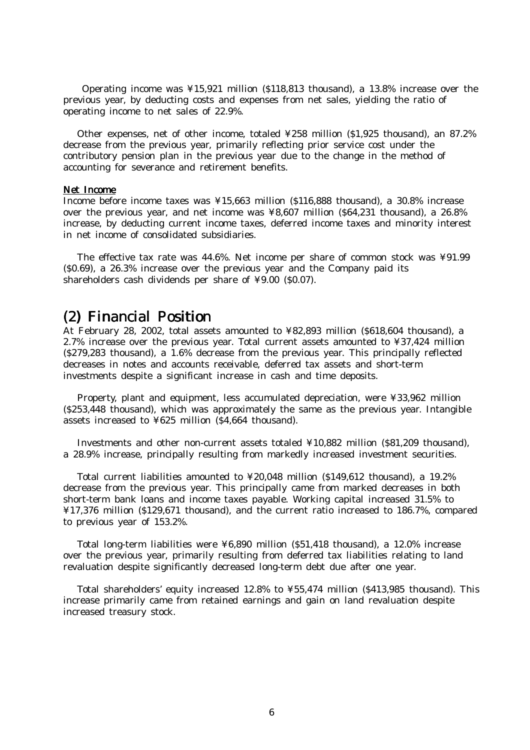Operating income was ¥15,921 million ($118,813 thousand), a 13.8% increase over the previous year, by deducting costs and expenses from net sales, yielding the ratio of operating income to net sales of 22.9%.

Other expenses, net of other income, totaled ¥258 million ($1,925 thousand), an 87.2% decrease from the previous year, primarily reflecting prior service cost under the contributory pension plan in the previous year due to the change in the method of accounting for severance and retirement benefits.

**Net Income**

Income before income taxes was ¥15,663 million ($116,888 thousand), a 30.8% increase over the previous year, and net income was ¥8,607 million ($64,231 thousand), a 26.8% increase, by deducting current income taxes, deferred income taxes and minority interest in net income of consolidated subsidiaries.

The effective tax rate was 44.6%. Net income per share of common stock was ¥91.99 ($0.69), a 26.3% increase over the previous year and the Company paid its shareholders cash dividends per share of ¥9.00 ($0.07).

## (2) Financial Position

At February 28, 2002, total assets amounted to ¥82,893 million ($618,604 thousand), a 2.7% increase over the previous year. Total current assets amounted to ¥37,424 million ($279,283 thousand), a 1.6% decrease from the previous year. This principally reflected decreases in notes and accounts receivable, deferred tax assets and short-term investments despite a significant increase in cash and time deposits.

Property, plant and equipment, less accumulated depreciation, were ¥33,962 million ($253,448 thousand), which was approximately the same as the previous year. Intangible assets increased to ¥625 million ($4,664 thousand).

Investments and other non-current assets totaled ¥10,882 million ($81,209 thousand), a 28.9% increase, principally resulting from markedly increased investment securities.

Total current liabilities amounted to ¥20,048 million ($149,612 thousand), a 19.2% decrease from the previous year. This principally came from marked decreases in both short-term bank loans and income taxes payable. Working capital increased 31.5% to ¥17,376 million ($129,671 thousand), and the current ratio increased to 186.7%, compared to previous year of 153.2%.

Total long-term liabilities were ¥6,890 million ($51,418 thousand), a 12.0% increase over the previous year, primarily resulting from deferred tax liabilities relating to land revaluation despite significantly decreased long-term debt due after one year.

Total shareholders' equity increased 12.8% to ¥55,474 million ($413,985 thousand). This increase primarily came from retained earnings and gain on land revaluation despite increased treasury stock.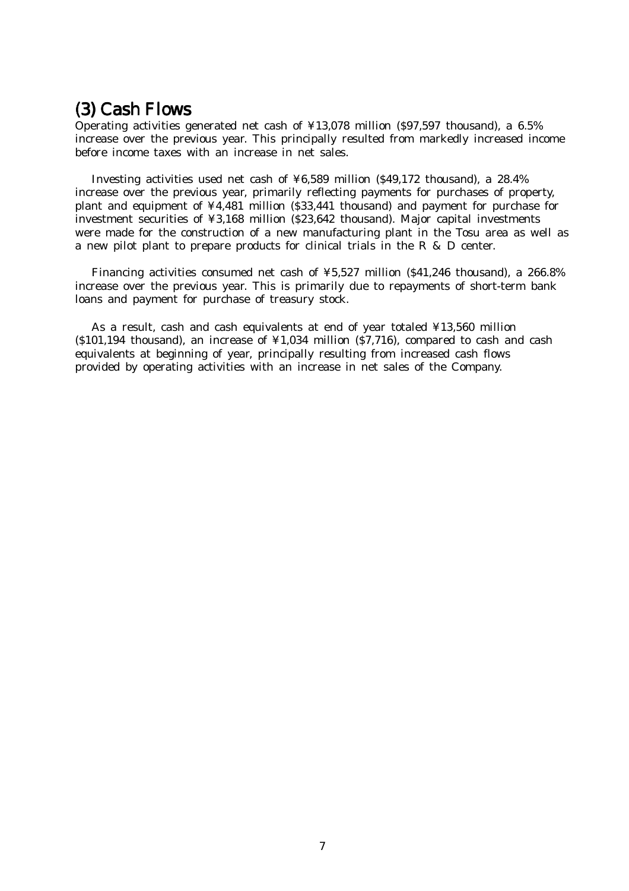## (3) Cash Flows

Operating activities generated net cash of ¥13,078 million ($97,597 thousand), a 6.5% increase over the previous year. This principally resulted from markedly increased income before income taxes with an increase in net sales.

Investing activities used net cash of ¥6,589 million ($49,172 thousand), a 28.4% increase over the previous year, primarily reflecting payments for purchases of property, plant and equipment of ¥4,481 million ($33,441 thousand) and payment for purchase for investment securities of ¥3,168 million ($23,642 thousand). Major capital investments were made for the construction of a new manufacturing plant in the Tosu area as well as a new pilot plant to prepare products for clinical trials in the R & D center.

Financing activities consumed net cash of ¥5,527 million ($41,246 thousand), a 266.8% increase over the previous year. This is primarily due to repayments of short-term bank loans and payment for purchase of treasury stock.

As a result, cash and cash equivalents at end of year totaled ¥13,560 million ($101,194 thousand), an increase of ¥1,034 million ($7,716), compared to cash and cash equivalents at beginning of year, principally resulting from increased cash flows provided by operating activities with an increase in net sales of the Company.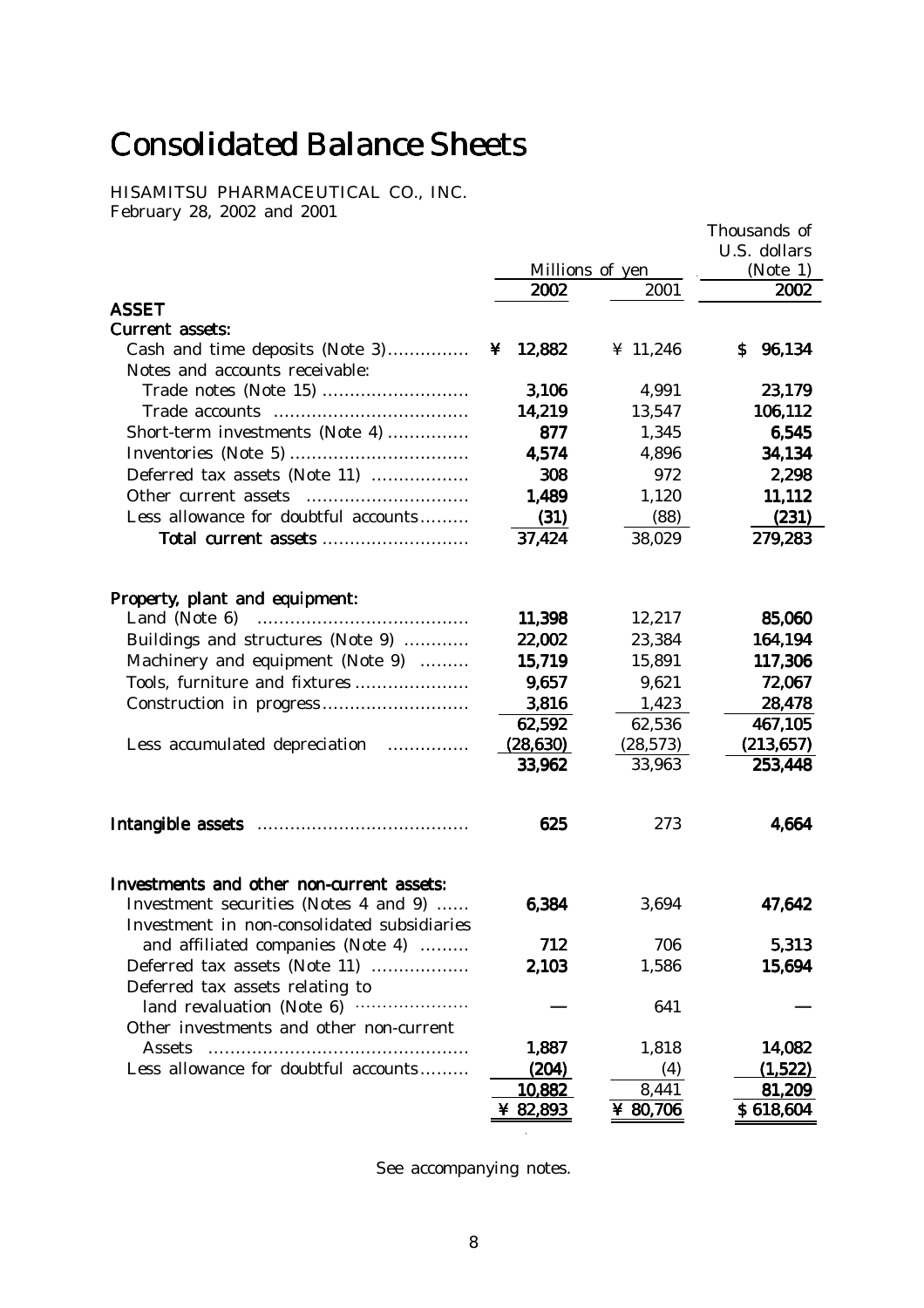# Consolidated Balance Sheets

HISAMITSU PHARMACEUTICAL CO., INC.
February 28, 2002 and 2001

| | Millions of yen | | Thousands of U.S. dollars (Note 1) |
|---|---|---|---|
| | 2002 | 2001 | 2002 |
| **ASSET** | | | |
| **Current assets:** | | | |
| Cash and time deposits (Note 3) | ¥ 12,882 | ¥ 11,246 | $ 96,134 |
| Notes and accounts receivable: | | | |
| Trade notes (Note 15) | 3,106 | 4,991 | 23,179 |
| Trade accounts | 14,219 | 13,547 | 106,112 |
| Short-term investments (Note 4) | 877 | 1,345 | 6,545 |
| Inventories (Note 5) | 4,574 | 4,896 | 34,134 |
| Deferred tax assets (Note 11) | 308 | 972 | 2,298 |
| Other current assets | 1,489 | 1,120 | 11,112 |
| Less allowance for doubtful accounts | (31) | (88) | (231) |
| **Total current assets** | 37,424 | 38,029 | 279,283 |
| | | | |
| **Property, plant and equipment:** | | | |
| Land (Note 6) | 11,398 | 12,217 | 85,060 |
| Buildings and structures (Note 9) | 22,002 | 23,384 | 164,194 |
| Machinery and equipment (Note 9) | 15,719 | 15,891 | 117,306 |
| Tools, furniture and fixtures | 9,657 | 9,621 | 72,067 |
| Construction in progress | 3,816 | 1,423 | 28,478 |
| | 62,592 | 62,536 | 467,105 |
| Less accumulated depreciation | (28,630) | (28,573) | (213,657) |
| | 33,962 | 33,963 | 253,448 |
| | | | |
| **Intangible assets** | 625 | 273 | 4,664 |
| | | | |
| **Investments and other non-current assets:** | | | |
| Investment securities (Notes 4 and 9) | 6,384 | 3,694 | 47,642 |
| Investment in non-consolidated subsidiaries and affiliated companies (Note 4) | 712 | 706 | 5,313 |
| Deferred tax assets (Note 11) | 2,103 | 1,586 | 15,694 |
| Deferred tax assets relating to land revaluation (Note 6) | — | 641 | — |
| Other investments and other non-current Assets | 1,887 | 1,818 | 14,082 |
| Less allowance for doubtful accounts | (204) | (4) | (1,522) |
| | 10,882 | 8,441 | 81,209 |
| | ¥ 82,893 | ¥ 80,706 | $ 618,604 |

See accompanying notes.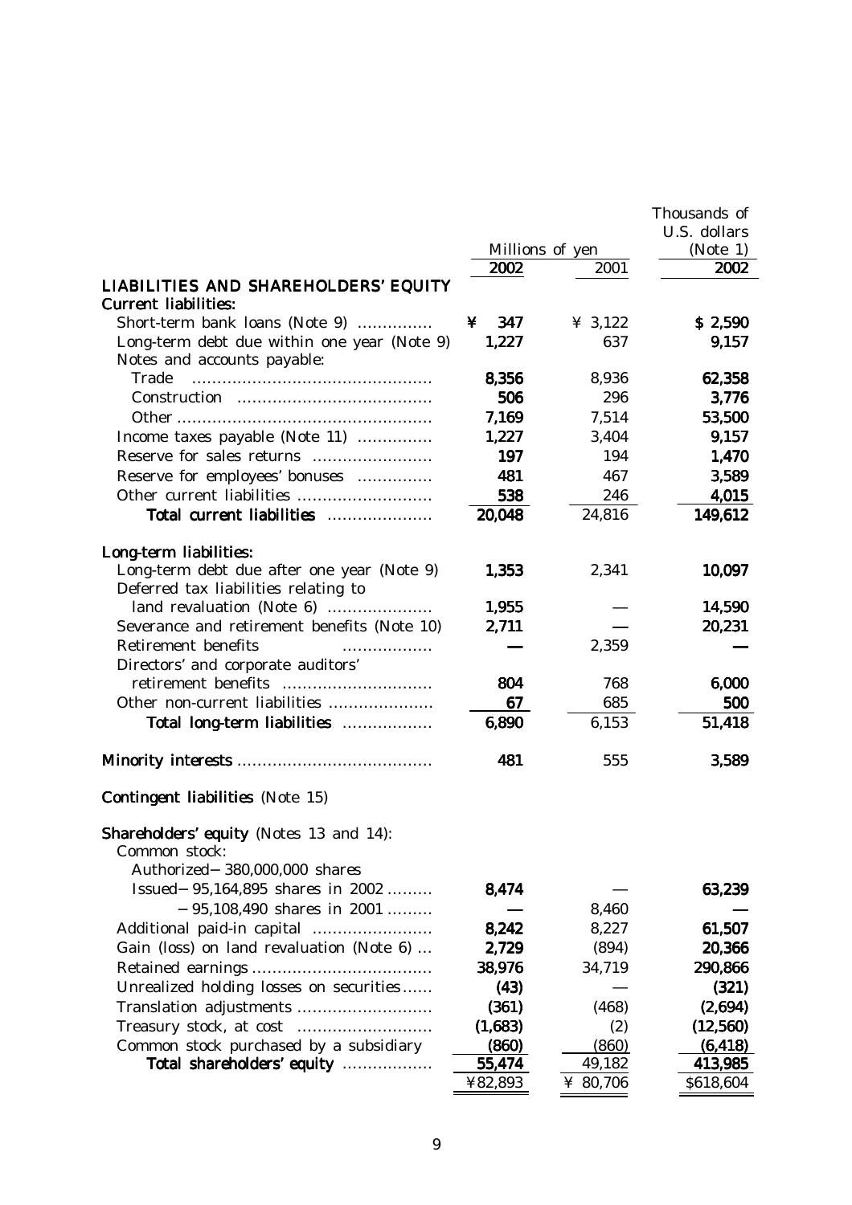| | Millions of yen | | Thousands of U.S. dollars (Note 1) |
|---|---|---|---|
| | 2002 | 2001 | 2002 |
| **LIABILITIES AND SHAREHOLDERS' EQUITY** | | | |
| **Current liabilities:** | | | |
| Short-term bank loans (Note 9) | ¥ 347 | ¥ 3,122 | $ 2,590 |
| Long-term debt due within one year (Note 9) | 1,227 | 637 | 9,157 |
| Notes and accounts payable: | | | |
| Trade | 8,356 | 8,936 | 62,358 |
| Construction | 506 | 296 | 3,776 |
| Other | 7,169 | 7,514 | 53,500 |
| Income taxes payable (Note 11) | 1,227 | 3,404 | 9,157 |
| Reserve for sales returns | 197 | 194 | 1,470 |
| Reserve for employees' bonuses | 481 | 467 | 3,589 |
| Other current liabilities | 538 | 246 | 4,015 |
| **Total current liabilities** | 20,048 | 24,816 | 149,612 |
| **Long-term liabilities:** | | | |
| Long-term debt due after one year (Note 9) | 1,353 | 2,341 | 10,097 |
| Deferred tax liabilities relating to land revaluation (Note 6) | 1,955 | — | 14,590 |
| Severance and retirement benefits (Note 10) | 2,711 | — | 20,231 |
| Retirement benefits | — | 2,359 | — |
| Directors' and corporate auditors' retirement benefits | 804 | 768 | 6,000 |
| Other non-current liabilities | 67 | 685 | 500 |
| **Total long-term liabilities** | 6,890 | 6,153 | 51,418 |
| **Minority interests** | 481 | 555 | 3,589 |
| **Contingent liabilities** (Note 15) | | | |
| **Shareholders' equity** (Notes 13 and 14): | | | |
| Common stock: | | | |
| Authorized－380,000,000 shares | | | |
| Issued－95,164,895 shares in 2002 | 8,474 | — | 63,239 |
| －95,108,490 shares in 2001 | — | 8,460 | — |
| Additional paid-in capital | 8,242 | 8,227 | 61,507 |
| Gain (loss) on land revaluation (Note 6) | 2,729 | (894) | 20,366 |
| Retained earnings | 38,976 | 34,719 | 290,866 |
| Unrealized holding losses on securities | (43) | — | (321) |
| Translation adjustments | (361) | (468) | (2,694) |
| Treasury stock, at cost | (1,683) | (2) | (12,560) |
| Common stock purchased by a subsidiary | (860) | (860) | (6,418) |
| **Total shareholders' equity** | 55,474 | 49,182 | 413,985 |
| | ¥82,893 | ¥ 80,706 | $618,604 |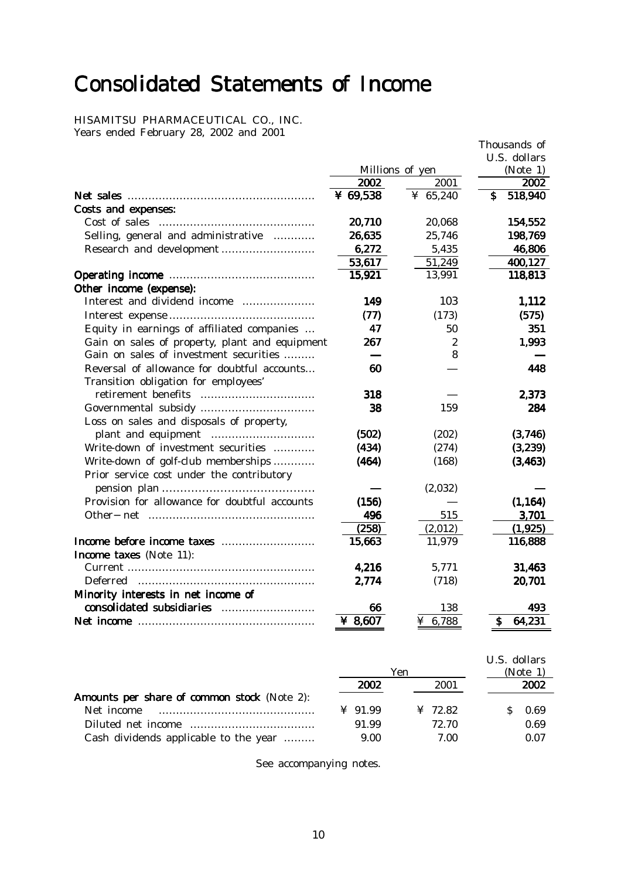# Consolidated Statements of Income

HISAMITSU PHARMACEUTICAL CO., INC.
Years ended February 28, 2002 and 2001

| | Millions of yen | | Thousands of U.S. dollars (Note 1) |
|---|---|---|---|
| | **2002** | 2001 | **2002** |
| **Net sales** | **¥ 69,538** | ¥ 65,240 | **$ 518,940** |
| **Costs and expenses:** | | | |
| Cost of sales | **20,710** | 20,068 | **154,552** |
| Selling, general and administrative | **26,635** | 25,746 | **198,769** |
| Research and development | **6,272** | 5,435 | **46,806** |
| | **53,617** | 51,249 | **400,127** |
| **Operating income** | **15,921** | 13,991 | **118,813** |
| **Other income (expense):** | | | |
| Interest and dividend income | **149** | 103 | **1,112** |
| Interest expense | **(77)** | (173) | **(575)** |
| Equity in earnings of affiliated companies | **47** | 50 | **351** |
| Gain on sales of property, plant and equipment | **267** | 2 | **1,993** |
| Gain on sales of investment securities | **—** | 8 | **—** |
| Reversal of allowance for doubtful accounts | **60** | — | **448** |
| Transition obligation for employees' retirement benefits | **318** | — | **2,373** |
| Governmental subsidy | **38** | 159 | **284** |
| Loss on sales and disposals of property, plant and equipment | **(502)** | (202) | **(3,746)** |
| Write-down of investment securities | **(434)** | (274) | **(3,239)** |
| Write-down of golf-club memberships | **(464)** | (168) | **(3,463)** |
| Prior service cost under the contributory pension plan | **—** | (2,032) | **—** |
| Provision for allowance for doubtful accounts | **(156)** | — | **(1,164)** |
| Other－net | **496** | 515 | **3,701** |
| | **(258)** | (2,012) | **(1,925)** |
| **Income before income taxes** | **15,663** | 11,979 | **116,888** |
| **Income taxes** (Note 11): | | | |
| Current | **4,216** | 5,771 | **31,463** |
| Deferred | **2,774** | (718) | **20,701** |
| **Minority interests in net income of consolidated subsidiaries** | **66** | 138 | **493** |
| **Net income** | **¥ 8,607** | ¥ 6,788 | **$ 64,231** |

| | Yen | | U.S. dollars (Note 1) |
|---|---|---|---|
| | **2002** | 2001 | **2002** |
| **Amounts per share of common stock** (Note 2): | | | |
| Net income | **¥ 91.99** | ¥ 72.82 | **$ 0.69** |
| Diluted net income | **91.99** | 72.70 | **0.69** |
| Cash dividends applicable to the year | **9.00** | 7.00 | **0.07** |

See accompanying notes.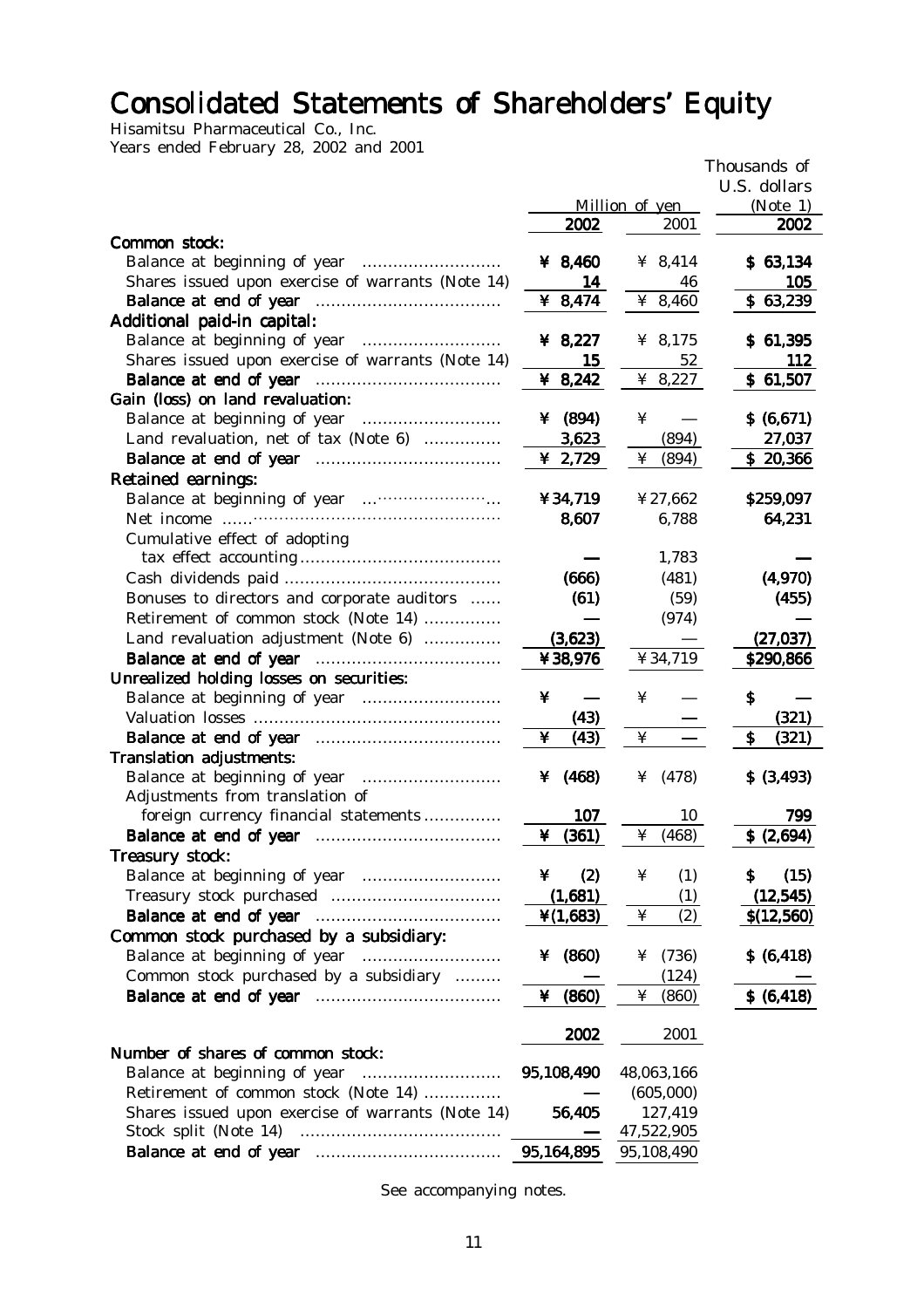# Consolidated Statements of Shareholders' Equity

Hisamitsu Pharmaceutical Co., Inc.
Years ended February 28, 2002 and 2001

| | Million of yen | | Thousands of U.S. dollars (Note 1) |
|---|---|---|---|
| | **2002** | 2001 | **2002** |
| **Common stock:** | | | |
| Balance at beginning of year | **¥ 8,460** | ¥ 8,414 | **$ 63,134** |
| Shares issued upon exercise of warrants (Note 14) | **14** | 46 | **105** |
| **Balance at end of year** | **¥ 8,474** | ¥ 8,460 | **$ 63,239** |
| **Additional paid-in capital:** | | | |
| Balance at beginning of year | **¥ 8,227** | ¥ 8,175 | **$ 61,395** |
| Shares issued upon exercise of warrants (Note 14) | **15** | 52 | **112** |
| **Balance at end of year** | **¥ 8,242** | ¥ 8,227 | **$ 61,507** |
| **Gain (loss) on land revaluation:** | | | |
| Balance at beginning of year | **¥ (894)** | ¥ — | **$ (6,671)** |
| Land revaluation, net of tax (Note 6) | **3,623** | (894) | **27,037** |
| **Balance at end of year** | **¥ 2,729** | ¥ (894) | **$ 20,366** |
| **Retained earnings:** | | | |
| Balance at beginning of year | **¥34,719** | ¥27,662 | **$259,097** |
| Net income | **8,607** | 6,788 | **64,231** |
| Cumulative effect of adopting tax effect accounting | **—** | 1,783 | **—** |
| Cash dividends paid | **(666)** | (481) | **(4,970)** |
| Bonuses to directors and corporate auditors | **(61)** | (59) | **(455)** |
| Retirement of common stock (Note 14) | **—** | (974) | **—** |
| Land revaluation adjustment (Note 6) | **(3,623)** | — | **(27,037)** |
| **Balance at end of year** | **¥38,976** | ¥34,719 | **$290,866** |
| **Unrealized holding losses on securities:** | | | |
| Balance at beginning of year | **¥ —** | ¥ — | **$ —** |
| Valuation losses | **(43)** | — | **(321)** |
| **Balance at end of year** | **¥ (43)** | ¥ — | **$ (321)** |
| **Translation adjustments:** | | | |
| Balance at beginning of year | **¥ (468)** | ¥ (478) | **$ (3,493)** |
| Adjustments from translation of foreign currency financial statements | **107** | 10 | **799** |
| **Balance at end of year** | **¥ (361)** | ¥ (468) | **$ (2,694)** |
| **Treasury stock:** | | | |
| Balance at beginning of year | **¥ (2)** | ¥ (1) | **$ (15)** |
| Treasury stock purchased | **(1,681)** | (1) | **(12,545)** |
| **Balance at end of year** | **¥(1,683)** | ¥ (2) | **$(12,560)** |
| **Common stock purchased by a subsidiary:** | | | |
| Balance at beginning of year | **¥ (860)** | ¥ (736) | **$ (6,418)** |
| Common stock purchased by a subsidiary | **—** | (124) | **—** |
| **Balance at end of year** | **¥ (860)** | ¥ (860) | **$ (6,418)** |

| | **2002** | 2001 |
|---|---|---|
| **Number of shares of common stock:** | | |
| Balance at beginning of year | **95,108,490** | 48,063,166 |
| Retirement of common stock (Note 14) | **—** | (605,000) |
| Shares issued upon exercise of warrants (Note 14) | **56,405** | 127,419 |
| Stock split (Note 14) | **—** | 47,522,905 |
| **Balance at end of year** | **95,164,895** | 95,108,490 |

See accompanying notes.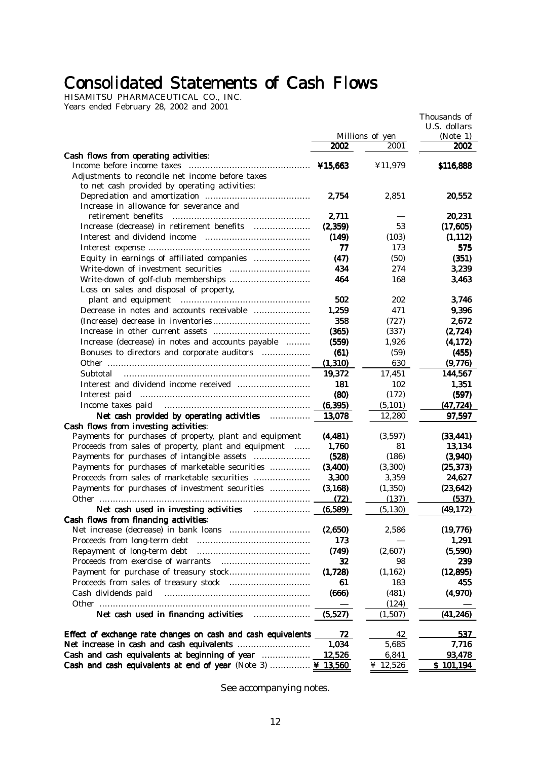# Consolidated Statements of Cash Flows

HISAMITSU PHARMACEUTICAL CO., INC.
Years ended February 28, 2002 and 2001

| | Millions of yen | | Thousands of U.S. dollars (Note 1) |
|---|---|---|---|
| | **2002** | 2001 | **2002** |
| **Cash flows from operating activities**: | | | |
| Income before income taxes | **¥15,663** | ¥11,979 | **$116,888** |
| Adjustments to reconcile net income before taxes to net cash provided by operating activities: | | | |
| Depreciation and amortization | **2,754** | 2,851 | **20,552** |
| Increase in allowance for severance and retirement benefits | **2,711** | — | **20,231** |
| Increase (decrease) in retirement benefits | **(2,359)** | 53 | **(17,605)** |
| Interest and dividend income | **(149)** | (103) | **(1,112)** |
| Interest expense | **77** | 173 | **575** |
| Equity in earnings of affiliated companies | **(47)** | (50) | **(351)** |
| Write-down of investment securities | **434** | 274 | **3,239** |
| Write-down of golf-club memberships | **464** | 168 | **3,463** |
| Loss on sales and disposal of property, plant and equipment | **502** | 202 | **3,746** |
| Decrease in notes and accounts receivable | **1,259** | 471 | **9,396** |
| (Increase) decrease in inventories | **358** | (727) | **2,672** |
| Increase in other current assets | **(365)** | (337) | **(2,724)** |
| Increase (decrease) in notes and accounts payable | **(559)** | 1,926 | **(4,172)** |
| Bonuses to directors and corporate auditors | **(61)** | (59) | **(455)** |
| Other | **(1,310)** | 630 | **(9,776)** |
| Subtotal | **19,372** | 17,451 | **144,567** |
| Interest and dividend income received | **181** | 102 | **1,351** |
| Interest paid | **(80)** | (172) | **(597)** |
| Income taxes paid | **(6,395)** | (5,101) | **(47,724)** |
| **Net cash provided by operating activities** | **13,078** | 12,280 | **97,597** |
| **Cash flows from investing activities**: | | | |
| Payments for purchases of property, plant and equipment | **(4,481)** | (3,597) | **(33,441)** |
| Proceeds from sales of property, plant and equipment | **1,760** | 81 | **13,134** |
| Payments for purchases of intangible assets | **(528)** | (186) | **(3,940)** |
| Payments for purchases of marketable securities | **(3,400)** | (3,300) | **(25,373)** |
| Proceeds from sales of marketable securities | **3,300** | 3,359 | **24,627** |
| Payments for purchases of investment securities | **(3,168)** | (1,350) | **(23,642)** |
| Other | **(72)** | (137) | **(537)** |
| **Net cash used in investing activities** | **(6,589)** | (5,130) | **(49,172)** |
| **Cash flows from financing activities**: | | | |
| Net increase (decrease) in bank loans | **(2,650)** | 2,586 | **(19,776)** |
| Proceeds from long-term debt | **173** | — | **1,291** |
| Repayment of long-term debt | **(749)** | (2,607) | **(5,590)** |
| Proceeds from exercise of warrants | **32** | 98 | **239** |
| Payment for purchase of treasury stock | **(1,728)** | (1,162) | **(12,895)** |
| Proceeds from sales of treasury stock | **61** | 183 | **455** |
| Cash dividends paid | **(666)** | (481) | **(4,970)** |
| Other | **—** | (124) | **—** |
| **Net cash used in financing activities** | **(5,527)** | (1,507) | **(41,246)** |
| **Effect of exchange rate changes on cash and cash equivalents** | **72** | 42 | **537** |
| **Net increase in cash and cash equivalents** | **1,034** | 5,685 | **7,716** |
| **Cash and cash equivalents at beginning of year** | **12,526** | 6,841 | **93,478** |
| **Cash and cash equivalents at end of year** (Note 3) | **¥ 13,560** | ¥ 12,526 | **$ 101,194** |

See accompanying notes.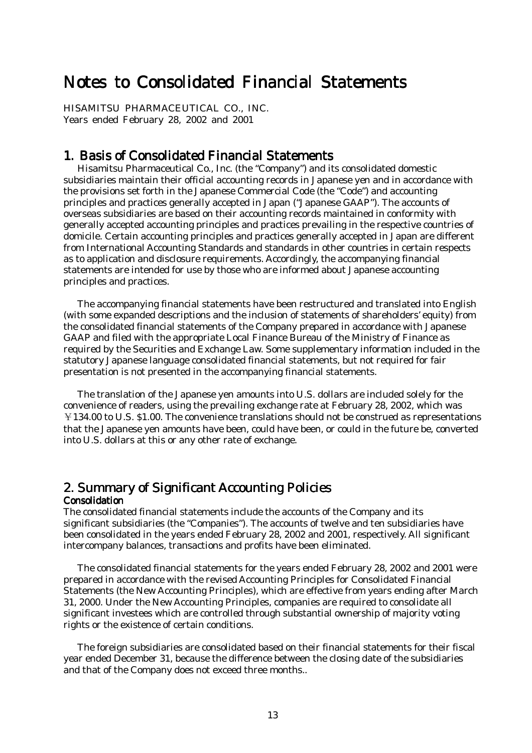# Notes to Consolidated Financial Statements

HISAMITSU PHARMACEUTICAL CO., INC.
Years ended February 28, 2002 and 2001

## 1. Basis of Consolidated Financial Statements

Hisamitsu Pharmaceutical Co., Inc. (the "Company") and its consolidated domestic subsidiaries maintain their official accounting records in Japanese yen and in accordance with the provisions set forth in the Japanese Commercial Code (the "Code") and accounting principles and practices generally accepted in Japan ("Japanese GAAP"). The accounts of overseas subsidiaries are based on their accounting records maintained in conformity with generally accepted accounting principles and practices prevailing in the respective countries of domicile. Certain accounting principles and practices generally accepted in Japan are different from International Accounting Standards and standards in other countries in certain respects as to application and disclosure requirements. Accordingly, the accompanying financial statements are intended for use by those who are informed about Japanese accounting principles and practices.

The accompanying financial statements have been restructured and translated into English (with some expanded descriptions and the inclusion of statements of shareholders' equity) from the consolidated financial statements of the Company prepared in accordance with Japanese GAAP and filed with the appropriate Local Finance Bureau of the Ministry of Finance as required by the Securities and Exchange Law. Some supplementary information included in the statutory Japanese language consolidated financial statements, but not required for fair presentation is not presented in the accompanying financial statements.

The translation of the Japanese yen amounts into U.S. dollars are included solely for the convenience of readers, using the prevailing exchange rate at February 28, 2002, which was ￥134.00 to U.S. $1.00. The convenience translations should not be construed as representations that the Japanese yen amounts have been, could have been, or could in the future be, converted into U.S. dollars at this or any other rate of exchange.

## 2. Summary of Significant Accounting Policies

### Consolidation

The consolidated financial statements include the accounts of the Company and its significant subsidiaries (the "Companies"). The accounts of twelve and ten subsidiaries have been consolidated in the years ended February 28, 2002 and 2001, respectively. All significant intercompany balances, transactions and profits have been eliminated.

The consolidated financial statements for the years ended February 28, 2002 and 2001 were prepared in accordance with the revised Accounting Principles for Consolidated Financial Statements (the New Accounting Principles), which are effective from years ending after March 31, 2000. Under the New Accounting Principles, companies are required to consolidate all significant investees which are controlled through substantial ownership of majority voting rights or the existence of certain conditions.

The foreign subsidiaries are consolidated based on their financial statements for their fiscal year ended December 31, because the difference between the closing date of the subsidiaries and that of the Company does not exceed three months..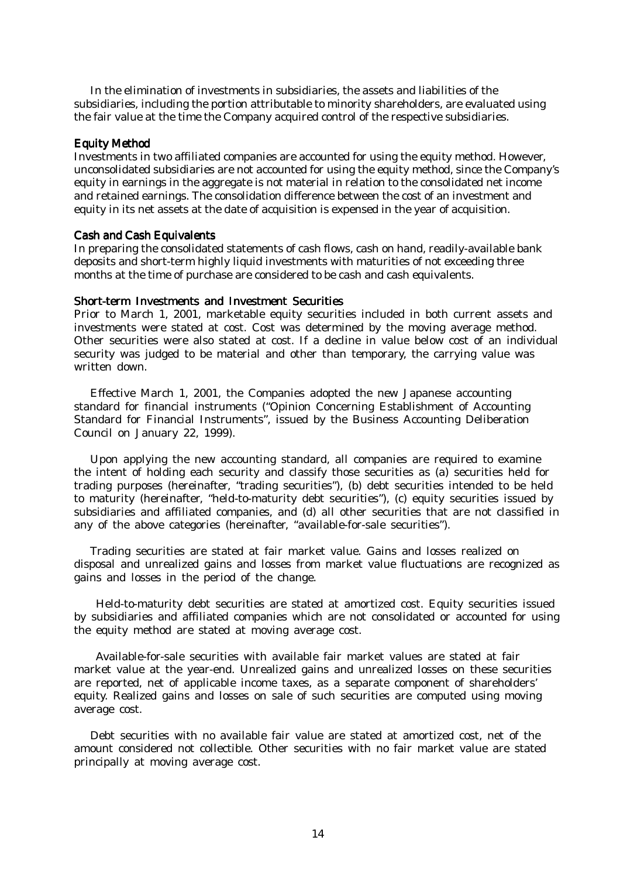In the elimination of investments in subsidiaries, the assets and liabilities of the subsidiaries, including the portion attributable to minority shareholders, are evaluated using the fair value at the time the Company acquired control of the respective subsidiaries.

### Equity Method

Investments in two affiliated companies are accounted for using the equity method. However, unconsolidated subsidiaries are not accounted for using the equity method, since the Company's equity in earnings in the aggregate is not material in relation to the consolidated net income and retained earnings. The consolidation difference between the cost of an investment and equity in its net assets at the date of acquisition is expensed in the year of acquisition.

### Cash and Cash Equivalents

In preparing the consolidated statements of cash flows, cash on hand, readily-available bank deposits and short-term highly liquid investments with maturities of not exceeding three months at the time of purchase are considered to be cash and cash equivalents.

### Short-term Investments and Investment Securities

Prior to March 1, 2001, marketable equity securities included in both current assets and investments were stated at cost. Cost was determined by the moving average method. Other securities were also stated at cost. If a decline in value below cost of an individual security was judged to be material and other than temporary, the carrying value was written down.

Effective March 1, 2001, the Companies adopted the new Japanese accounting standard for financial instruments ("Opinion Concerning Establishment of Accounting Standard for Financial Instruments", issued by the Business Accounting Deliberation Council on January 22, 1999).

Upon applying the new accounting standard, all companies are required to examine the intent of holding each security and classify those securities as (a) securities held for trading purposes (hereinafter, "trading securities"), (b) debt securities intended to be held to maturity (hereinafter, "held-to-maturity debt securities"), (c) equity securities issued by subsidiaries and affiliated companies, and (d) all other securities that are not classified in any of the above categories (hereinafter, "available-for-sale securities").

Trading securities are stated at fair market value. Gains and losses realized on disposal and unrealized gains and losses from market value fluctuations are recognized as gains and losses in the period of the change.

Held-to-maturity debt securities are stated at amortized cost. Equity securities issued by subsidiaries and affiliated companies which are not consolidated or accounted for using the equity method are stated at moving average cost.

Available-for-sale securities with available fair market values are stated at fair market value at the year-end. Unrealized gains and unrealized losses on these securities are reported, net of applicable income taxes, as a separate component of shareholders' equity. Realized gains and losses on sale of such securities are computed using moving average cost.

Debt securities with no available fair value are stated at amortized cost, net of the amount considered not collectible. Other securities with no fair market value are stated principally at moving average cost.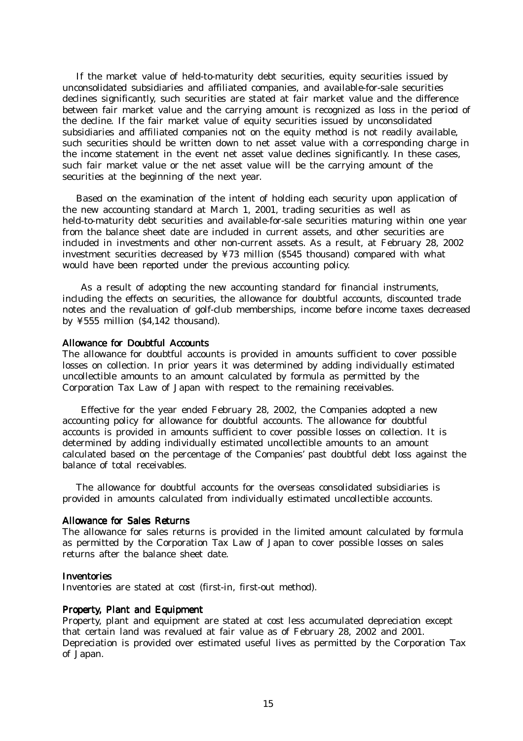If the market value of held-to-maturity debt securities, equity securities issued by unconsolidated subsidiaries and affiliated companies, and available-for-sale securities declines significantly, such securities are stated at fair market value and the difference between fair market value and the carrying amount is recognized as loss in the period of the decline. If the fair market value of equity securities issued by unconsolidated subsidiaries and affiliated companies not on the equity method is not readily available, such securities should be written down to net asset value with a corresponding charge in the income statement in the event net asset value declines significantly. In these cases, such fair market value or the net asset value will be the carrying amount of the securities at the beginning of the next year.

Based on the examination of the intent of holding each security upon application of the new accounting standard at March 1, 2001, trading securities as well as held-to-maturity debt securities and available-for-sale securities maturing within one year from the balance sheet date are included in current assets, and other securities are included in investments and other non-current assets. As a result, at February 28, 2002 investment securities decreased by ¥73 million ($545 thousand) compared with what would have been reported under the previous accounting policy.

As a result of adopting the new accounting standard for financial instruments, including the effects on securities, the allowance for doubtful accounts, discounted trade notes and the revaluation of golf-club memberships, income before income taxes decreased by ¥555 million ($4,142 thousand).

### Allowance for Doubtful Accounts

The allowance for doubtful accounts is provided in amounts sufficient to cover possible losses on collection. In prior years it was determined by adding individually estimated uncollectible amounts to an amount calculated by formula as permitted by the Corporation Tax Law of Japan with respect to the remaining receivables.

Effective for the year ended February 28, 2002, the Companies adopted a new accounting policy for allowance for doubtful accounts. The allowance for doubtful accounts is provided in amounts sufficient to cover possible losses on collection. It is determined by adding individually estimated uncollectible amounts to an amount calculated based on the percentage of the Companies' past doubtful debt loss against the balance of total receivables.

The allowance for doubtful accounts for the overseas consolidated subsidiaries is provided in amounts calculated from individually estimated uncollectible accounts.

### Allowance for Sales Returns

The allowance for sales returns is provided in the limited amount calculated by formula as permitted by the Corporation Tax Law of Japan to cover possible losses on sales returns after the balance sheet date.

### Inventories

Inventories are stated at cost (first-in, first-out method).

### Property, Plant and Equipment

Property, plant and equipment are stated at cost less accumulated depreciation except that certain land was revalued at fair value as of February 28, 2002 and 2001. Depreciation is provided over estimated useful lives as permitted by the Corporation Tax of Japan.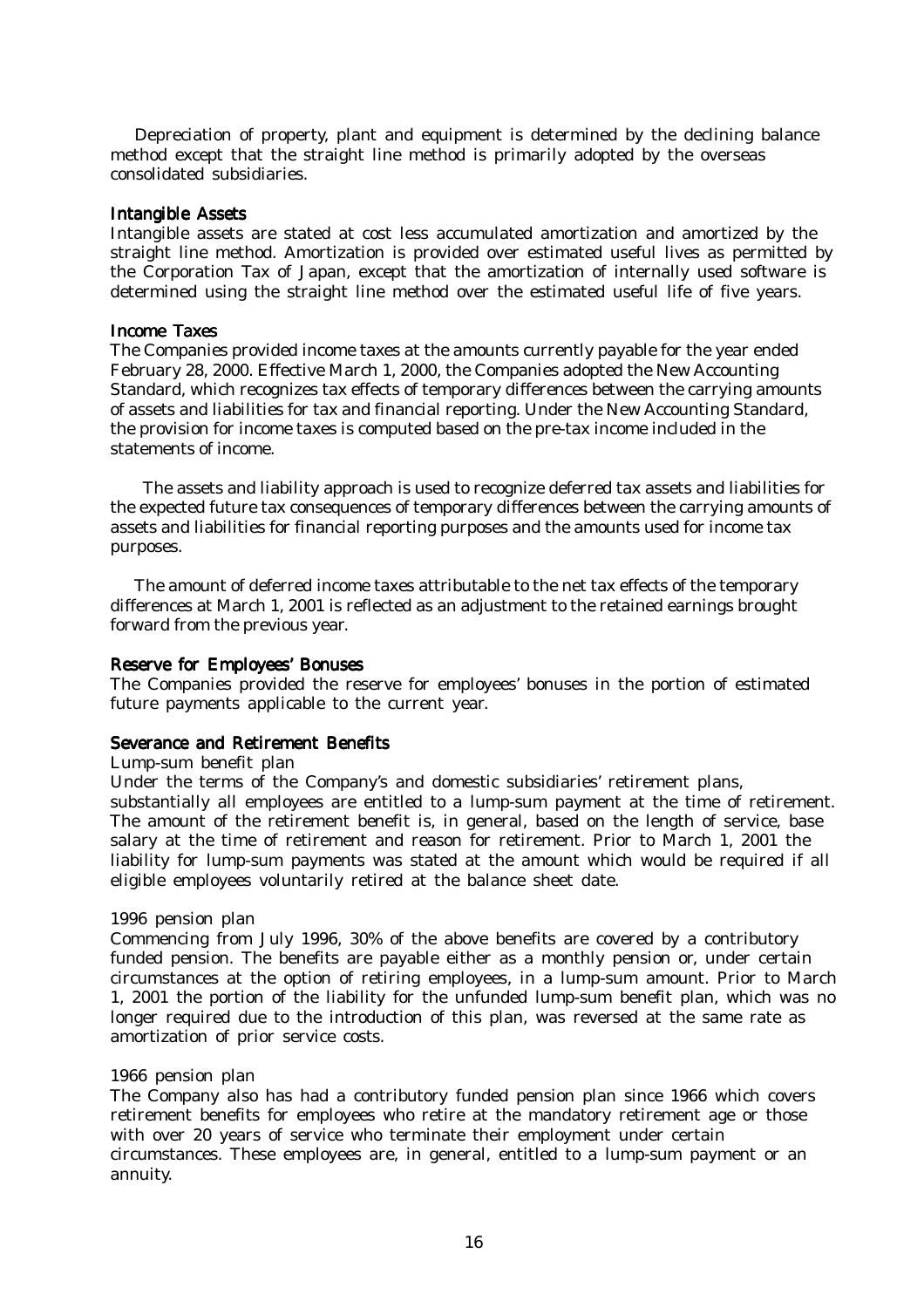Depreciation of property, plant and equipment is determined by the declining balance method except that the straight line method is primarily adopted by the overseas consolidated subsidiaries.

### Intangible Assets

Intangible assets are stated at cost less accumulated amortization and amortized by the straight line method. Amortization is provided over estimated useful lives as permitted by the Corporation Tax of Japan, except that the amortization of internally used software is determined using the straight line method over the estimated useful life of five years.

### Income Taxes

The Companies provided income taxes at the amounts currently payable for the year ended February 28, 2000. Effective March 1, 2000, the Companies adopted the New Accounting Standard, which recognizes tax effects of temporary differences between the carrying amounts of assets and liabilities for tax and financial reporting. Under the New Accounting Standard, the provision for income taxes is computed based on the pre-tax income included in the statements of income.

The assets and liability approach is used to recognize deferred tax assets and liabilities for the expected future tax consequences of temporary differences between the carrying amounts of assets and liabilities for financial reporting purposes and the amounts used for income tax purposes.

The amount of deferred income taxes attributable to the net tax effects of the temporary differences at March 1, 2001 is reflected as an adjustment to the retained earnings brought forward from the previous year.

### Reserve for Employees' Bonuses

The Companies provided the reserve for employees' bonuses in the portion of estimated future payments applicable to the current year.

### Severance and Retirement Benefits

Lump-sum benefit plan

Under the terms of the Company's and domestic subsidiaries' retirement plans, substantially all employees are entitled to a lump-sum payment at the time of retirement. The amount of the retirement benefit is, in general, based on the length of service, base salary at the time of retirement and reason for retirement. Prior to March 1, 2001 the liability for lump-sum payments was stated at the amount which would be required if all eligible employees voluntarily retired at the balance sheet date.

1996 pension plan

Commencing from July 1996, 30% of the above benefits are covered by a contributory funded pension. The benefits are payable either as a monthly pension or, under certain circumstances at the option of retiring employees, in a lump-sum amount. Prior to March 1, 2001 the portion of the liability for the unfunded lump-sum benefit plan, which was no longer required due to the introduction of this plan, was reversed at the same rate as amortization of prior service costs.

1966 pension plan

The Company also has had a contributory funded pension plan since 1966 which covers retirement benefits for employees who retire at the mandatory retirement age or those with over 20 years of service who terminate their employment under certain circumstances. These employees are, in general, entitled to a lump-sum payment or an annuity.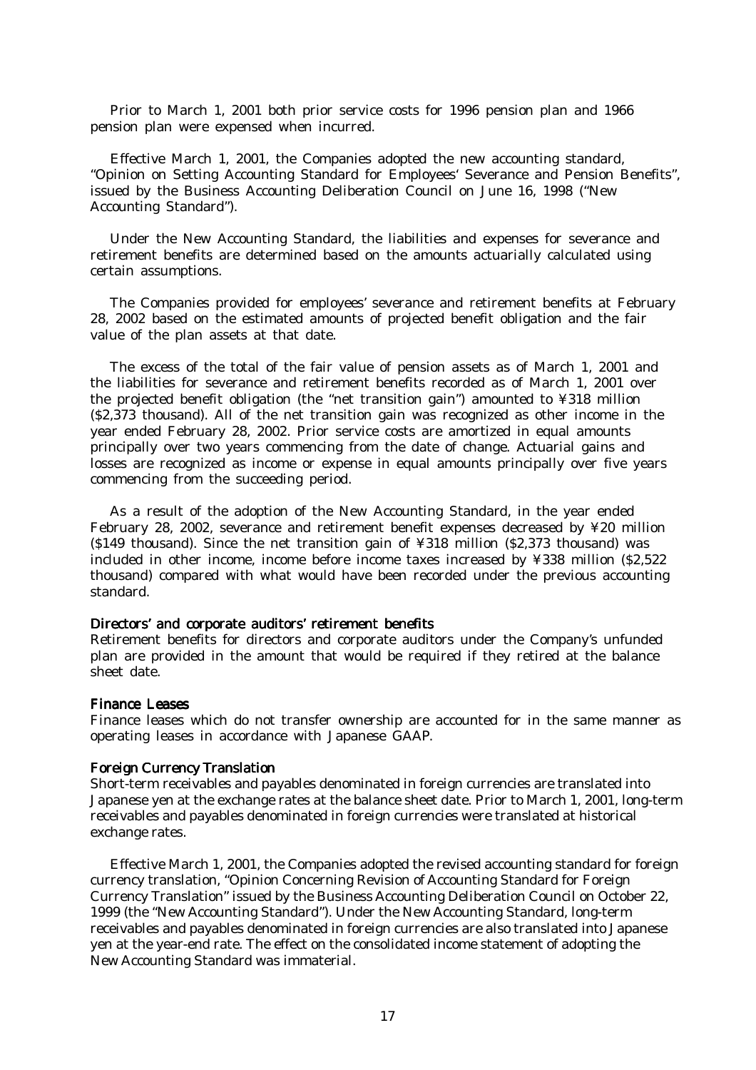Prior to March 1, 2001 both prior service costs for 1996 pension plan and 1966 pension plan were expensed when incurred.

Effective March 1, 2001, the Companies adopted the new accounting standard, "Opinion on Setting Accounting Standard for Employees' Severance and Pension Benefits", issued by the Business Accounting Deliberation Council on June 16, 1998 ("New Accounting Standard").

Under the New Accounting Standard, the liabilities and expenses for severance and retirement benefits are determined based on the amounts actuarially calculated using certain assumptions.

The Companies provided for employees' severance and retirement benefits at February 28, 2002 based on the estimated amounts of projected benefit obligation and the fair value of the plan assets at that date.

The excess of the total of the fair value of pension assets as of March 1, 2001 and the liabilities for severance and retirement benefits recorded as of March 1, 2001 over the projected benefit obligation (the "net transition gain") amounted to ¥318 million ($2,373 thousand). All of the net transition gain was recognized as other income in the year ended February 28, 2002. Prior service costs are amortized in equal amounts principally over two years commencing from the date of change. Actuarial gains and losses are recognized as income or expense in equal amounts principally over five years commencing from the succeeding period.

As a result of the adoption of the New Accounting Standard, in the year ended February 28, 2002, severance and retirement benefit expenses decreased by ¥20 million ($149 thousand). Since the net transition gain of ¥318 million ($2,373 thousand) was included in other income, income before income taxes increased by ¥338 million ($2,522 thousand) compared with what would have been recorded under the previous accounting standard.

#### Directors' and corporate auditors' retirement benefits

Retirement benefits for directors and corporate auditors under the Company's unfunded plan are provided in the amount that would be required if they retired at the balance sheet date.

#### Finance Leases

Finance leases which do not transfer ownership are accounted for in the same manner as operating leases in accordance with Japanese GAAP.

#### Foreign Currency Translation

Short-term receivables and payables denominated in foreign currencies are translated into Japanese yen at the exchange rates at the balance sheet date. Prior to March 1, 2001, long-term receivables and payables denominated in foreign currencies were translated at historical exchange rates.

Effective March 1, 2001, the Companies adopted the revised accounting standard for foreign currency translation, "Opinion Concerning Revision of Accounting Standard for Foreign Currency Translation" issued by the Business Accounting Deliberation Council on October 22, 1999 (the "New Accounting Standard"). Under the New Accounting Standard, long-term receivables and payables denominated in foreign currencies are also translated into Japanese yen at the year-end rate. The effect on the consolidated income statement of adopting the New Accounting Standard was immaterial.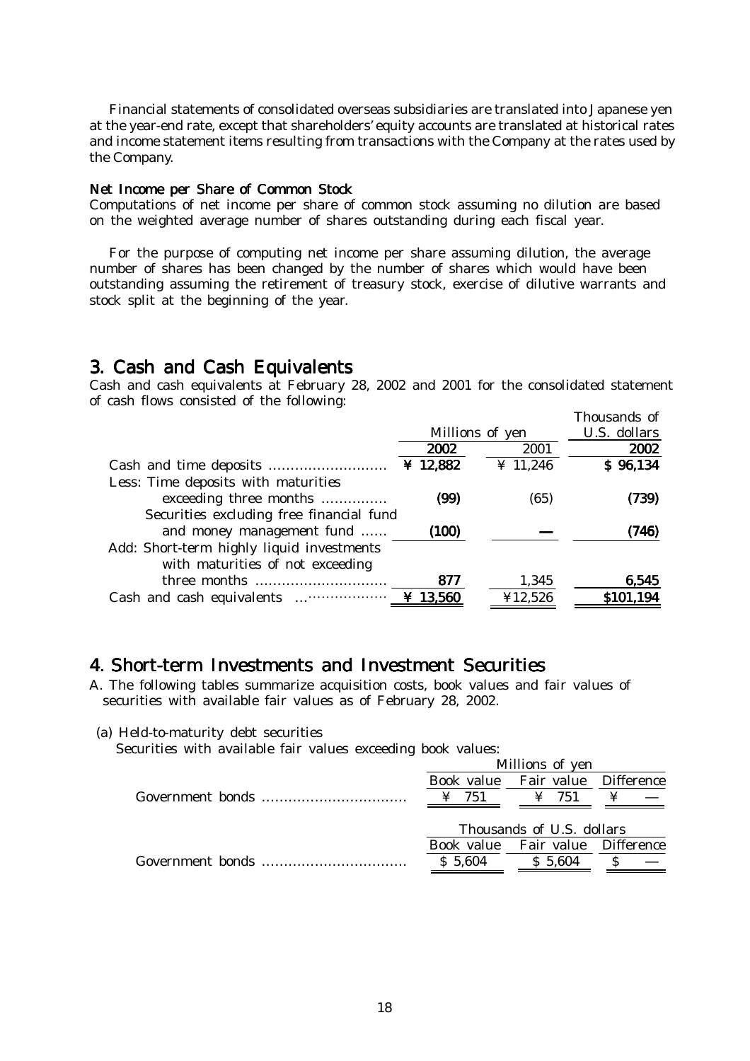Financial statements of consolidated overseas subsidiaries are translated into Japanese yen at the year-end rate, except that shareholders' equity accounts are translated at historical rates and income statement items resulting from transactions with the Company at the rates used by the Company.

**Net Income per Share of Common Stock**

Computations of net income per share of common stock assuming no dilution are based on the weighted average number of shares outstanding during each fiscal year.

For the purpose of computing net income per share assuming dilution, the average number of shares has been changed by the number of shares which would have been outstanding assuming the retirement of treasury stock, exercise of dilutive warrants and stock split at the beginning of the year.

## 3. Cash and Cash Equivalents

Cash and cash equivalents at February 28, 2002 and 2001 for the consolidated statement of cash flows consisted of the following:

| | Millions of yen | | Thousands of U.S. dollars |
|---|---|---|---|
| | **2002** | 2001 | **2002** |
| Cash and time deposits .......................... | **¥ 12,882** | ¥ 11,246 | **$ 96,134** |
| Less: Time deposits with maturities exceeding three months .............. | **(99)** | (65) | **(739)** |
| Securities excluding free financial fund and money management fund ...... | **(100)** | — | **(746)** |
| Add: Short-term highly liquid investments with maturities of not exceeding three months ............................. | **877** | 1,345 | **6,545** |
| Cash and cash equivalents ...................... | **¥ 13,560** | ¥12,526 | **$101,194** |

## 4. Short-term Investments and Investment Securities

A. The following tables summarize acquisition costs, book values and fair values of securities with available fair values as of February 28, 2002.

(a) Held-to-maturity debt securities

Securities with available fair values exceeding book values:

| | Millions of yen | | |
|---|---|---|---|
| | Book value | Fair value | Difference |
| Government bonds ................................ | ¥ 751 | ¥ 751 | ¥ — |

| | Thousands of U.S. dollars | | |
|---|---|---|---|
| | Book value | Fair value | Difference |
| Government bonds ................................ | $ 5,604 | $ 5,604 | $ — |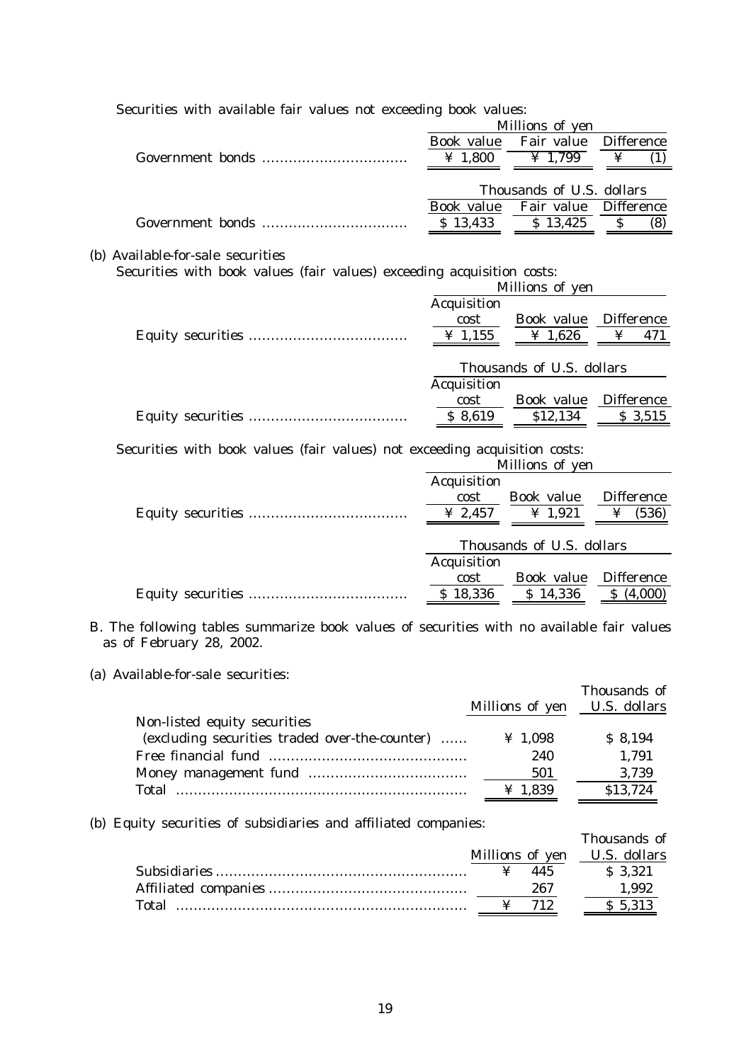Securities with available fair values not exceeding book values:

| | Millions of yen | | |
|---|---|---|---|
| | Book value | Fair value | Difference |
| Government bonds | ¥ 1,800 | ¥ 1,799 | ¥ (1) |

| | Thousands of U.S. dollars | | |
|---|---|---|---|
| | Book value | Fair value | Difference |
| Government bonds | $ 13,433 | $ 13,425 | $ (8) |

(b) Available-for-sale securities

Securities with book values (fair values) exceeding acquisition costs:

| | Millions of yen | | |
|---|---|---|---|
| | Acquisition cost | Book value | Difference |
| Equity securities | ¥ 1,155 | ¥ 1,626 | ¥ 471 |

| | Thousands of U.S. dollars | | |
|---|---|---|---|
| | Acquisition cost | Book value | Difference |
| Equity securities | $ 8,619 | $12,134 | $ 3,515 |

Securities with book values (fair values) not exceeding acquisition costs:

| | Millions of yen | | |
|---|---|---|---|
| | Acquisition cost | Book value | Difference |
| Equity securities | ¥ 2,457 | ¥ 1,921 | ¥ (536) |

| | Thousands of U.S. dollars | | |
|---|---|---|---|
| | Acquisition cost | Book value | Difference |
| Equity securities | $ 18,336 | $ 14,336 | $ (4,000) |

B. The following tables summarize book values of securities with no available fair values as of February 28, 2002.

(a) Available-for-sale securities:

| | Millions of yen | Thousands of U.S. dollars |
|---|---|---|
| Non-listed equity securities (excluding securities traded over-the-counter) | ¥ 1,098 | $ 8,194 |
| Free financial fund | 240 | 1,791 |
| Money management fund | 501 | 3,739 |
| Total | ¥ 1,839 | $13,724 |

(b) Equity securities of subsidiaries and affiliated companies:

| | Millions of yen | Thousands of U.S. dollars |
|---|---|---|
| Subsidiaries | ¥ 445 | $ 3,321 |
| Affiliated companies | 267 | 1,992 |
| Total | ¥ 712 | $ 5,313 |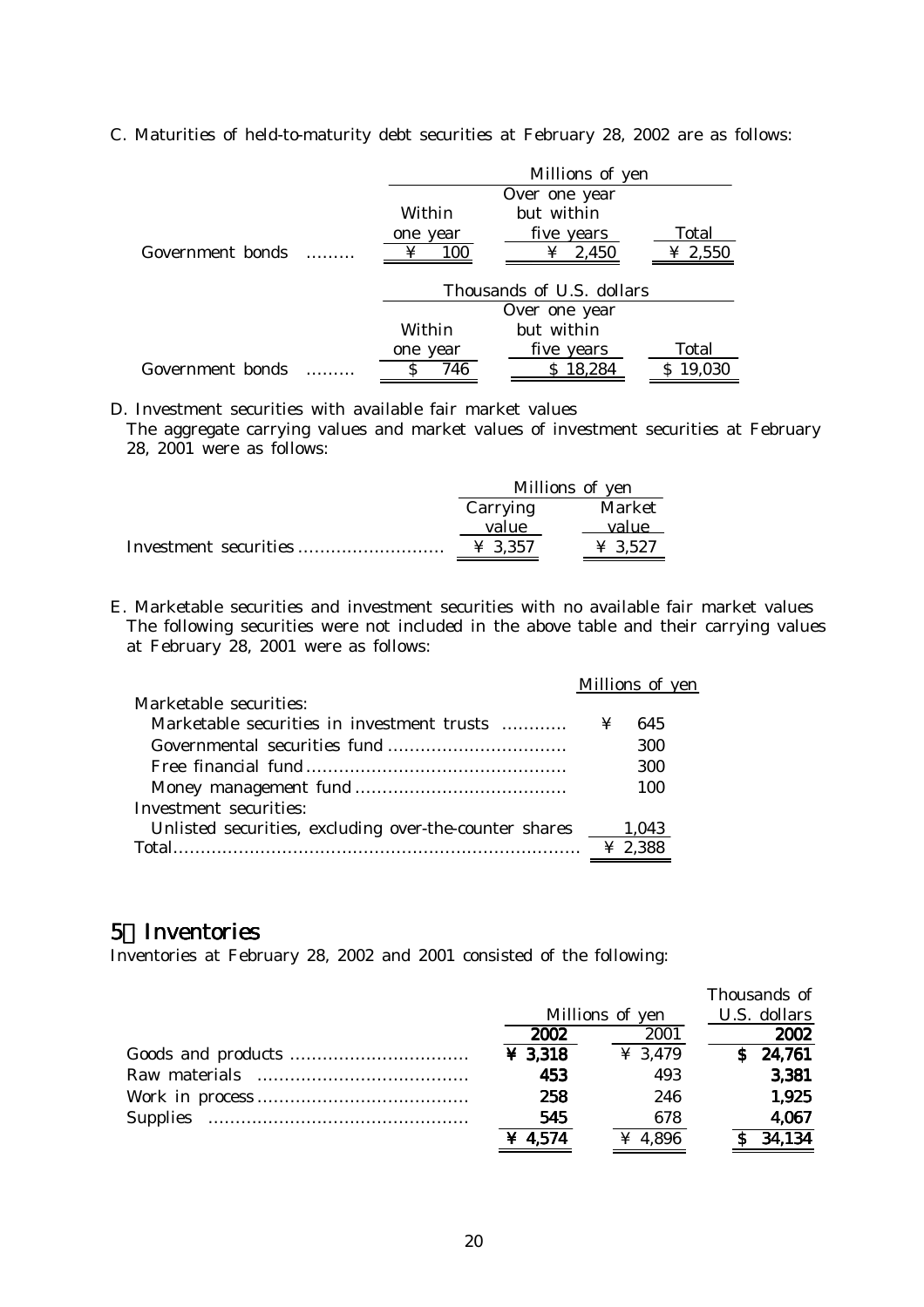C. Maturities of held-to-maturity debt securities at February 28, 2002 are as follows:

| | Millions of yen | | |
|---|---|---|---|
| | Within one year | Over one year but within five years | Total |
| Government bonds ......... | ¥ 100 | ¥ 2,450 | ¥ 2,550 |

| | Thousands of U.S. dollars | | |
|---|---|---|---|
| | Within one year | Over one year but within five years | Total |
| Government bonds ......... | $ 746 | $ 18,284 | $ 19,030 |

D. Investment securities with available fair market values

The aggregate carrying values and market values of investment securities at February 28, 2001 were as follows:

| | Millions of yen | |
|---|---|---|
| | Carrying value | Market value |
| Investment securities .......................... | ¥ 3,357 | ¥ 3,527 |

E. Marketable securities and investment securities with no available fair market values

The following securities were not included in the above table and their carrying values at February 28, 2001 were as follows:

| | Millions of yen |
|---|---|
| Marketable securities: | |
| Marketable securities in investment trusts ........... | ¥ 645 |
| Governmental securities fund ................................ | 300 |
| Free financial fund ............................................... | 300 |
| Money management fund ...................................... | 100 |
| Investment securities: | |
| Unlisted securities, excluding over-the-counter shares | 1,043 |
| Total.......................................................................... | ¥ 2,388 |

## 5．Inventories

Inventories at February 28, 2002 and 2001 consisted of the following:

| | Millions of yen | | Thousands of U.S. dollars |
|---|---|---|---|
| | **2002** | 2001 | **2002** |
| Goods and products ................................ | **¥ 3,318** | ¥ 3,479 | **$ 24,761** |
| Raw materials ...................................... | **453** | 493 | **3,381** |
| Work in process ...................................... | **258** | 246 | **1,925** |
| Supplies .............................................. | **545** | 678 | **4,067** |
| | **¥ 4,574** | ¥ 4,896 | **$ 34,134** |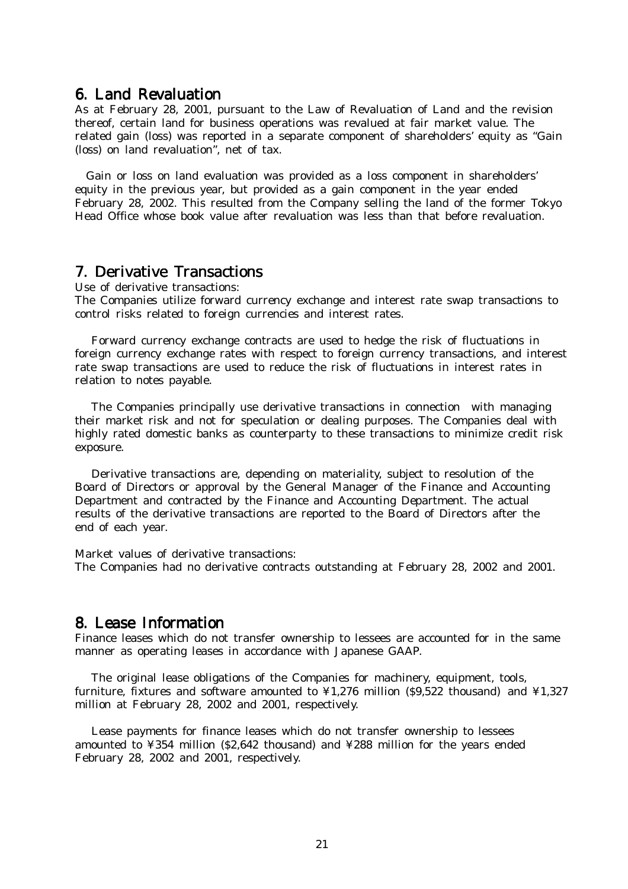## 6. Land Revaluation

As at February 28, 2001, pursuant to the Law of Revaluation of Land and the revision thereof, certain land for business operations was revalued at fair market value. The related gain (loss) was reported in a separate component of shareholders' equity as "Gain (loss) on land revaluation", net of tax.

Gain or loss on land evaluation was provided as a loss component in shareholders' equity in the previous year, but provided as a gain component in the year ended February 28, 2002. This resulted from the Company selling the land of the former Tokyo Head Office whose book value after revaluation was less than that before revaluation.

## 7. Derivative Transactions

Use of derivative transactions:

The Companies utilize forward currency exchange and interest rate swap transactions to control risks related to foreign currencies and interest rates.

Forward currency exchange contracts are used to hedge the risk of fluctuations in foreign currency exchange rates with respect to foreign currency transactions, and interest rate swap transactions are used to reduce the risk of fluctuations in interest rates in relation to notes payable.

The Companies principally use derivative transactions in connection with managing their market risk and not for speculation or dealing purposes. The Companies deal with highly rated domestic banks as counterparty to these transactions to minimize credit risk exposure.

Derivative transactions are, depending on materiality, subject to resolution of the Board of Directors or approval by the General Manager of the Finance and Accounting Department and contracted by the Finance and Accounting Department. The actual results of the derivative transactions are reported to the Board of Directors after the end of each year.

Market values of derivative transactions:

The Companies had no derivative contracts outstanding at February 28, 2002 and 2001.

## 8. Lease Information

Finance leases which do not transfer ownership to lessees are accounted for in the same manner as operating leases in accordance with Japanese GAAP.

The original lease obligations of the Companies for machinery, equipment, tools, furniture, fixtures and software amounted to ¥1,276 million ($9,522 thousand) and ¥1,327 million at February 28, 2002 and 2001, respectively.

Lease payments for finance leases which do not transfer ownership to lessees amounted to ¥354 million ($2,642 thousand) and ¥288 million for the years ended February 28, 2002 and 2001, respectively.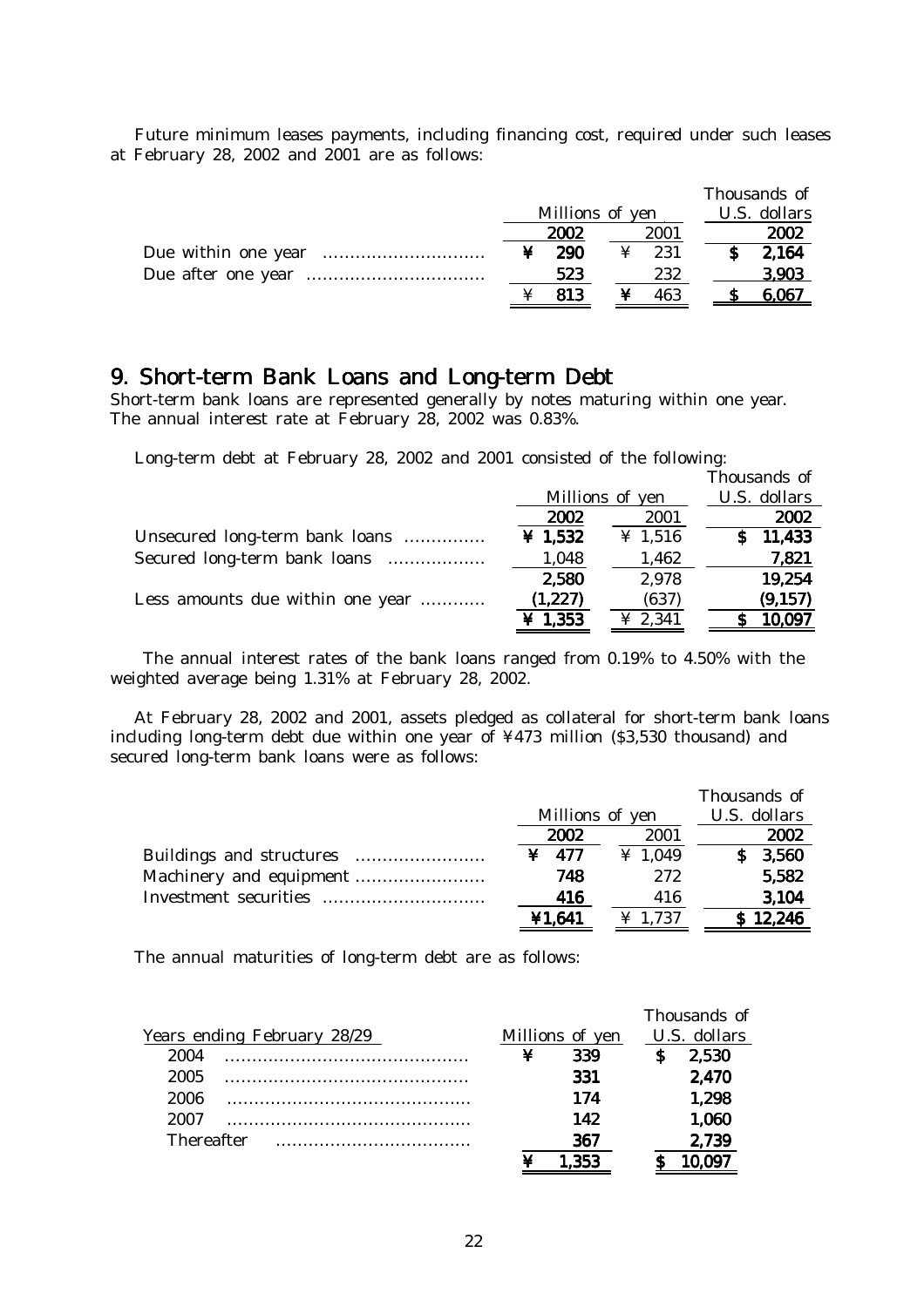Future minimum leases payments, including financing cost, required under such leases at February 28, 2002 and 2001 are as follows:

| | Millions of yen | | Thousands of U.S. dollars |
|---|---|---|---|
| | 2002 | 2001 | 2002 |
| Due within one year | ¥ 290 | ¥ 231 | $ 2,164 |
| Due after one year | 523 | 232 | 3,903 |
| | ¥ 813 | ¥ 463 | $ 6,067 |

## 9. Short-term Bank Loans and Long-term Debt

Short-term bank loans are represented generally by notes maturing within one year. The annual interest rate at February 28, 2002 was 0.83%.

Long-term debt at February 28, 2002 and 2001 consisted of the following:

| | Millions of yen | | Thousands of U.S. dollars |
|---|---|---|---|
| | 2002 | 2001 | 2002 |
| Unsecured long-term bank loans | ¥ 1,532 | ¥ 1,516 | $ 11,433 |
| Secured long-term bank loans | 1,048 | 1,462 | 7,821 |
| | 2,580 | 2,978 | 19,254 |
| Less amounts due within one year | (1,227) | (637) | (9,157) |
| | ¥ 1,353 | ¥ 2,341 | $ 10,097 |

The annual interest rates of the bank loans ranged from 0.19% to 4.50% with the weighted average being 1.31% at February 28, 2002.

At February 28, 2002 and 2001, assets pledged as collateral for short-term bank loans including long-term debt due within one year of ¥473 million ($3,530 thousand) and secured long-term bank loans were as follows:

| | Millions of yen | | Thousands of U.S. dollars |
|---|---|---|---|
| | 2002 | 2001 | 2002 |
| Buildings and structures | ¥ 477 | ¥ 1,049 | $ 3,560 |
| Machinery and equipment | 748 | 272 | 5,582 |
| Investment securities | 416 | 416 | 3,104 |
| | ¥1,641 | ¥ 1,737 | $ 12,246 |

The annual maturities of long-term debt are as follows:

| Years ending February 28/29 | Millions of yen | Thousands of U.S. dollars |
|---|---|---|
| 2004 | ¥ 339 | $ 2,530 |
| 2005 | 331 | 2,470 |
| 2006 | 174 | 1,298 |
| 2007 | 142 | 1,060 |
| Thereafter | 367 | 2,739 |
| | ¥ 1,353 | $ 10,097 |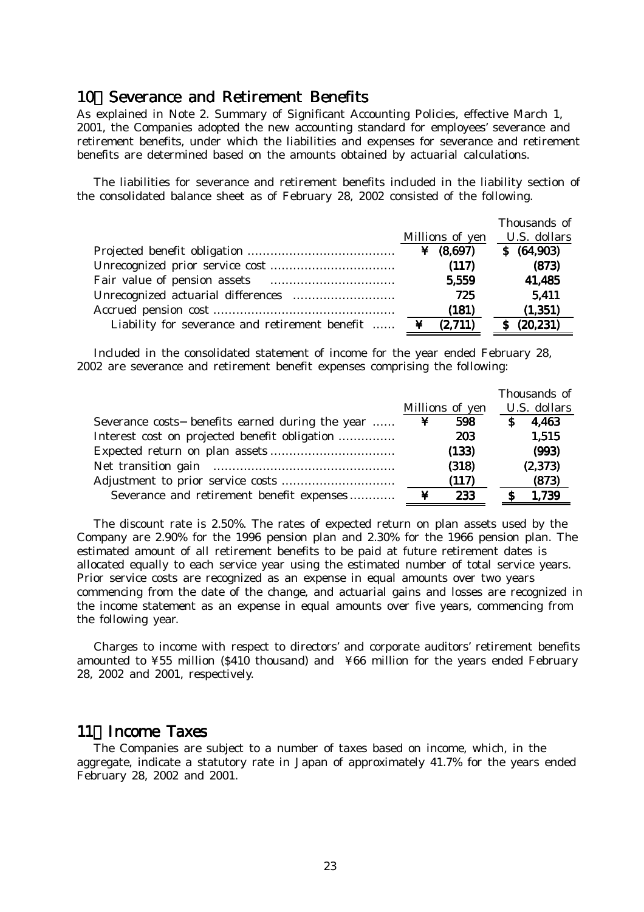## 10. Severance and Retirement Benefits

As explained in Note 2. Summary of Significant Accounting Policies, effective March 1, 2001, the Companies adopted the new accounting standard for employees' severance and retirement benefits, under which the liabilities and expenses for severance and retirement benefits are determined based on the amounts obtained by actuarial calculations.

The liabilities for severance and retirement benefits included in the liability section of the consolidated balance sheet as of February 28, 2002 consisted of the following.

| | Millions of yen | Thousands of U.S. dollars |
|---|---|---|
| Projected benefit obligation | ¥ (8,697) | $ (64,903) |
| Unrecognized prior service cost | (117) | (873) |
| Fair value of pension assets | 5,559 | 41,485 |
| Unrecognized actuarial differences | 725 | 5,411 |
| Accrued pension cost | (181) | (1,351) |
| Liability for severance and retirement benefit | ¥ (2,711) | $ (20,231) |

Included in the consolidated statement of income for the year ended February 28, 2002 are severance and retirement benefit expenses comprising the following:

| | Millions of yen | Thousands of U.S. dollars |
|---|---|---|
| Severance costs−benefits earned during the year | ¥ 598 | $ 4,463 |
| Interest cost on projected benefit obligation | 203 | 1,515 |
| Expected return on plan assets | (133) | (993) |
| Net transition gain | (318) | (2,373) |
| Adjustment to prior service costs | (117) | (873) |
| Severance and retirement benefit expenses | ¥ 233 | $ 1,739 |

The discount rate is 2.50%. The rates of expected return on plan assets used by the Company are 2.90% for the 1996 pension plan and 2.30% for the 1966 pension plan. The estimated amount of all retirement benefits to be paid at future retirement dates is allocated equally to each service year using the estimated number of total service years. Prior service costs are recognized as an expense in equal amounts over two years commencing from the date of the change, and actuarial gains and losses are recognized in the income statement as an expense in equal amounts over five years, commencing from the following year.

Charges to income with respect to directors' and corporate auditors' retirement benefits amounted to ¥55 million ($410 thousand) and ¥66 million for the years ended February 28, 2002 and 2001, respectively.

## 11. Income Taxes

The Companies are subject to a number of taxes based on income, which, in the aggregate, indicate a statutory rate in Japan of approximately 41.7% for the years ended February 28, 2002 and 2001.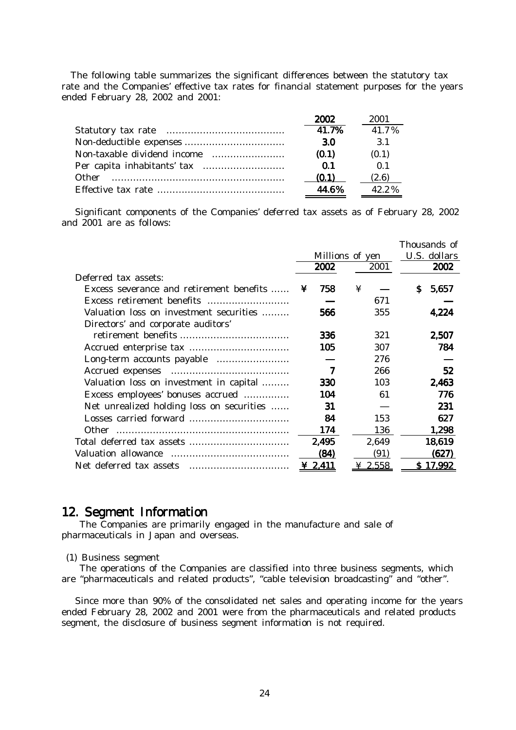The following table summarizes the significant differences between the statutory tax rate and the Companies' effective tax rates for financial statement purposes for the years ended February 28, 2002 and 2001:

| | 2002 | 2001 |
|---|---|---|
| Statutory tax rate | 41.7% | 41.7% |
| Non-deductible expenses | 3.0 | 3.1 |
| Non-taxable dividend income | (0.1) | (0.1) |
| Per capita inhabitants' tax | 0.1 | 0.1 |
| Other | (0.1) | (2.6) |
| Effective tax rate | 44.6% | 42.2% |

Significant components of the Companies' deferred tax assets as of February 28, 2002 and 2001 are as follows:

| | Millions of yen | | Thousands of U.S. dollars |
|---|---|---|---|
| | 2002 | 2001 | 2002 |
| Deferred tax assets: | | | |
| Excess severance and retirement benefits | ¥ 758 | ¥ — | $ 5,657 |
| Excess retirement benefits | — | 671 | — |
| Valuation loss on investment securities | 566 | 355 | 4,224 |
| Directors' and corporate auditors' retirement benefits | 336 | 321 | 2,507 |
| Accrued enterprise tax | 105 | 307 | 784 |
| Long-term accounts payable | — | 276 | — |
| Accrued expenses | 7 | 266 | 52 |
| Valuation loss on investment in capital | 330 | 103 | 2,463 |
| Excess employees' bonuses accrued | 104 | 61 | 776 |
| Net unrealized holding loss on securities | 31 | — | 231 |
| Losses carried forward | 84 | 153 | 627 |
| Other | 174 | 136 | 1,298 |
| Total deferred tax assets | 2,495 | 2,649 | 18,619 |
| Valuation allowance | (84) | (91) | (627) |
| Net deferred tax assets | ¥ 2,411 | ¥ 2,558 | $ 17,992 |

## 12. Segment Information

The Companies are primarily engaged in the manufacture and sale of pharmaceuticals in Japan and overseas.

(1) Business segment

The operations of the Companies are classified into three business segments, which are "pharmaceuticals and related products", "cable television broadcasting" and "other".

Since more than 90% of the consolidated net sales and operating income for the years ended February 28, 2002 and 2001 were from the pharmaceuticals and related products segment, the disclosure of business segment information is not required.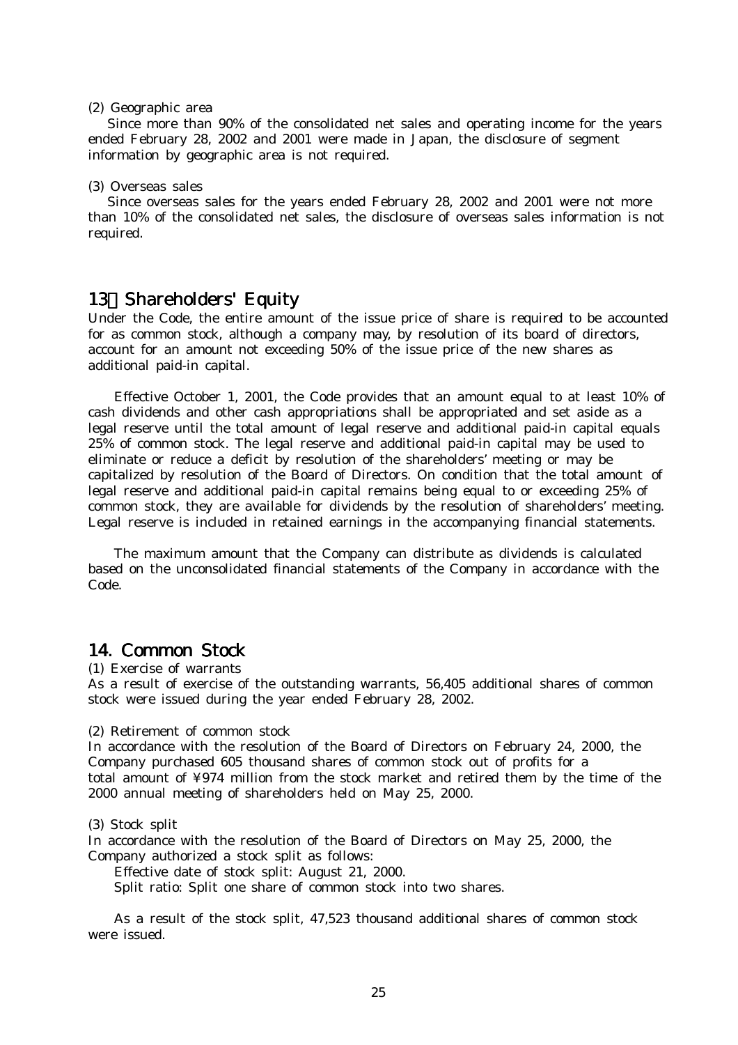(2) Geographic area

Since more than 90% of the consolidated net sales and operating income for the years ended February 28, 2002 and 2001 were made in Japan, the disclosure of segment information by geographic area is not required.

(3) Overseas sales

Since overseas sales for the years ended February 28, 2002 and 2001 were not more than 10% of the consolidated net sales, the disclosure of overseas sales information is not required.

## 13．Shareholders' Equity

Under the Code, the entire amount of the issue price of share is required to be accounted for as common stock, although a company may, by resolution of its board of directors, account for an amount not exceeding 50% of the issue price of the new shares as additional paid-in capital.

Effective October 1, 2001, the Code provides that an amount equal to at least 10% of cash dividends and other cash appropriations shall be appropriated and set aside as a legal reserve until the total amount of legal reserve and additional paid-in capital equals 25% of common stock. The legal reserve and additional paid-in capital may be used to eliminate or reduce a deficit by resolution of the shareholders' meeting or may be capitalized by resolution of the Board of Directors. On condition that the total amount of legal reserve and additional paid-in capital remains being equal to or exceeding 25% of common stock, they are available for dividends by the resolution of shareholders' meeting. Legal reserve is included in retained earnings in the accompanying financial statements.

The maximum amount that the Company can distribute as dividends is calculated based on the unconsolidated financial statements of the Company in accordance with the Code.

## 14. Common Stock

(1) Exercise of warrants

As a result of exercise of the outstanding warrants, 56,405 additional shares of common stock were issued during the year ended February 28, 2002.

(2) Retirement of common stock

In accordance with the resolution of the Board of Directors on February 24, 2000, the Company purchased 605 thousand shares of common stock out of profits for a total amount of ¥974 million from the stock market and retired them by the time of the 2000 annual meeting of shareholders held on May 25, 2000.

(3) Stock split

In accordance with the resolution of the Board of Directors on May 25, 2000, the Company authorized a stock split as follows:

Effective date of stock split: August 21, 2000.

Split ratio: Split one share of common stock into two shares.

As a result of the stock split, 47,523 thousand additional shares of common stock were issued.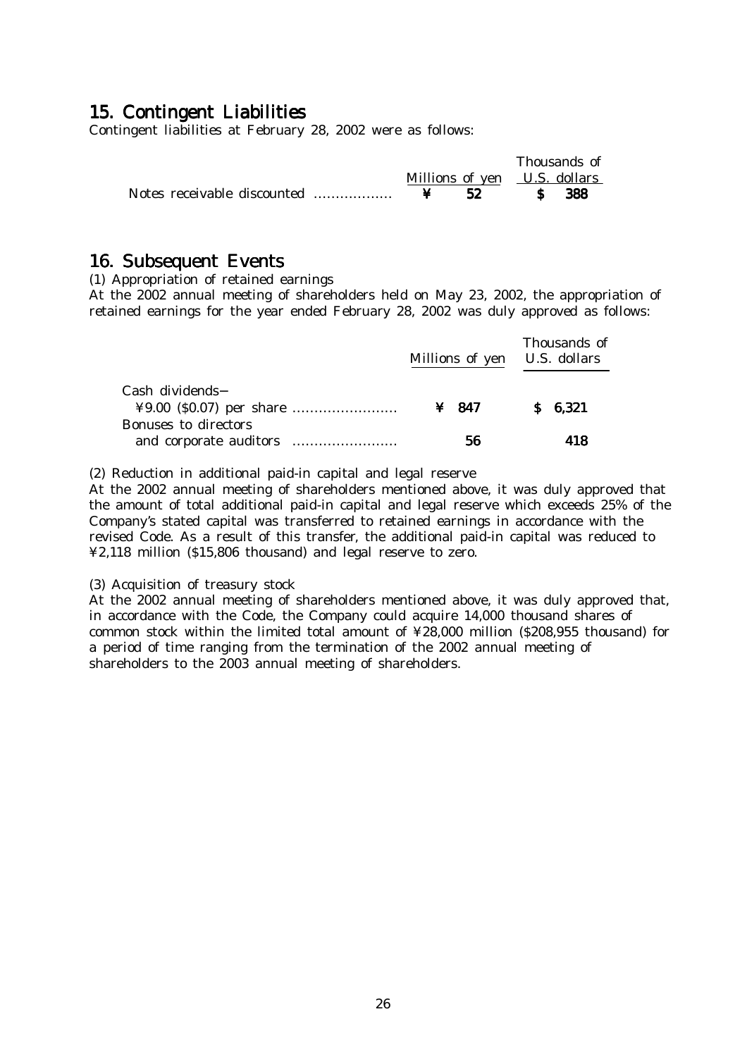## 15. Contingent Liabilities

Contingent liabilities at February 28, 2002 were as follows:

| | Millions of yen | Thousands of U.S. dollars |
|---|---|---|
| Notes receivable discounted | ¥ 52 | $ 388 |

## 16. Subsequent Events

(1) Appropriation of retained earnings

At the 2002 annual meeting of shareholders held on May 23, 2002, the appropriation of retained earnings for the year ended February 28, 2002 was duly approved as follows:

| | Millions of yen | Thousands of U.S. dollars |
|---|---|---|
| Cash dividends– ¥9.00 ($0.07) per share | ¥ 847 | $ 6,321 |
| Bonuses to directors and corporate auditors | 56 | 418 |

(2) Reduction in additional paid-in capital and legal reserve

At the 2002 annual meeting of shareholders mentioned above, it was duly approved that the amount of total additional paid-in capital and legal reserve which exceeds 25% of the Company's stated capital was transferred to retained earnings in accordance with the revised Code. As a result of this transfer, the additional paid-in capital was reduced to ¥2,118 million ($15,806 thousand) and legal reserve to zero.

(3) Acquisition of treasury stock

At the 2002 annual meeting of shareholders mentioned above, it was duly approved that, in accordance with the Code, the Company could acquire 14,000 thousand shares of common stock within the limited total amount of ¥28,000 million ($208,955 thousand) for a period of time ranging from the termination of the 2002 annual meeting of shareholders to the 2003 annual meeting of shareholders.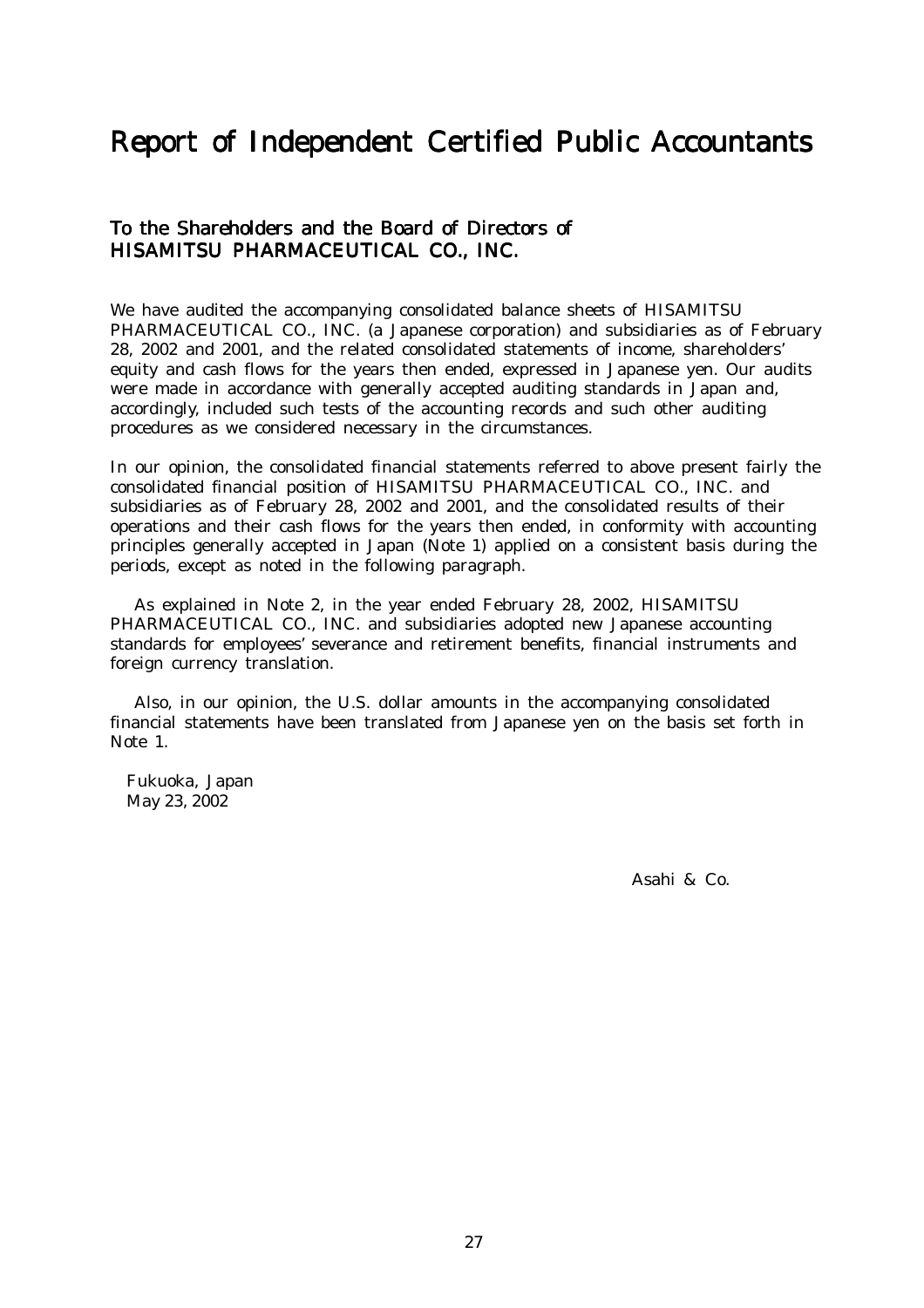# Report of Independent Certified Public Accountants

## To the Shareholders and the Board of Directors of HISAMITSU PHARMACEUTICAL CO., INC.

We have audited the accompanying consolidated balance sheets of HISAMITSU PHARMACEUTICAL CO., INC. (a Japanese corporation) and subsidiaries as of February 28, 2002 and 2001, and the related consolidated statements of income, shareholders' equity and cash flows for the years then ended, expressed in Japanese yen. Our audits were made in accordance with generally accepted auditing standards in Japan and, accordingly, included such tests of the accounting records and such other auditing procedures as we considered necessary in the circumstances.

In our opinion, the consolidated financial statements referred to above present fairly the consolidated financial position of HISAMITSU PHARMACEUTICAL CO., INC. and subsidiaries as of February 28, 2002 and 2001, and the consolidated results of their operations and their cash flows for the years then ended, in conformity with accounting principles generally accepted in Japan (Note 1) applied on a consistent basis during the periods, except as noted in the following paragraph.

As explained in Note 2, in the year ended February 28, 2002, HISAMITSU PHARMACEUTICAL CO., INC. and subsidiaries adopted new Japanese accounting standards for employees' severance and retirement benefits, financial instruments and foreign currency translation.

Also, in our opinion, the U.S. dollar amounts in the accompanying consolidated financial statements have been translated from Japanese yen on the basis set forth in Note 1.

Fukuoka, Japan
May 23, 2002

Asahi & Co.